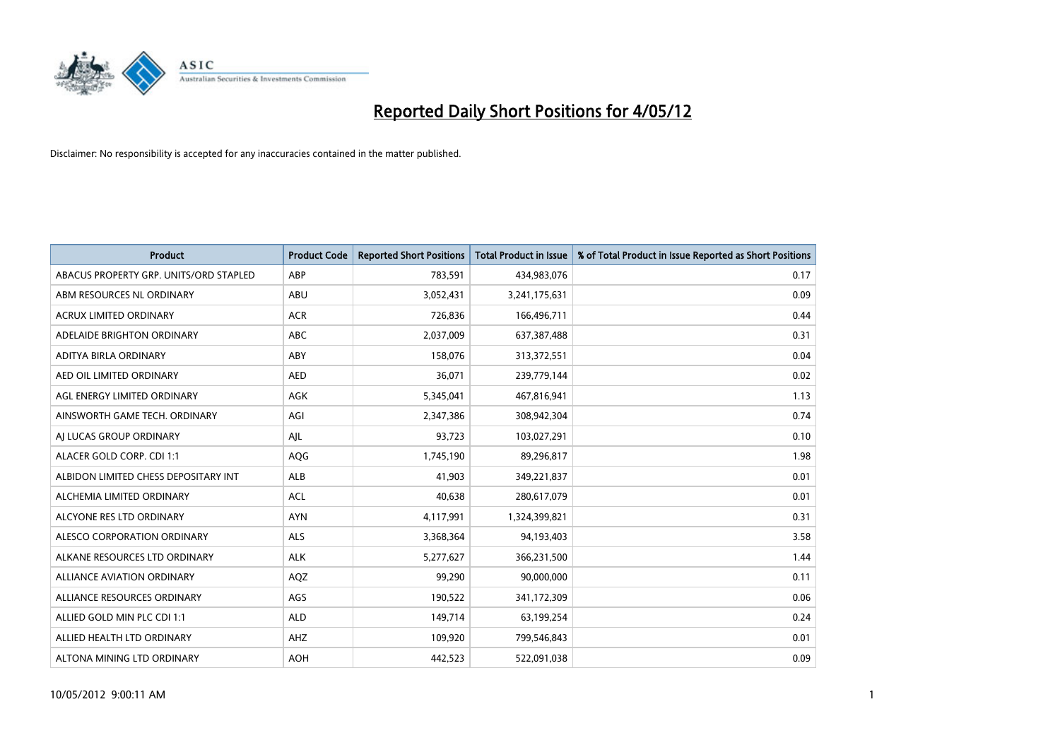# Reported Daily Short Positions for 4/05/12

Disclaimer: No responsibility is accepted for any inaccuracies contained in the matter published.

| Product | Product Code | Reported Short Positions | Total Product in Issue | % of Total Product in Issue Reported as Short Positions |
|---|---|---|---|---|
| ABACUS PROPERTY GRP. UNITS/ORD STAPLED | ABP | 783,591 | 434,983,076 | 0.17 |
| ABM RESOURCES NL ORDINARY | ABU | 3,052,431 | 3,241,175,631 | 0.09 |
| ACRUX LIMITED ORDINARY | ACR | 726,836 | 166,496,711 | 0.44 |
| ADELAIDE BRIGHTON ORDINARY | ABC | 2,037,009 | 637,387,488 | 0.31 |
| ADITYA BIRLA ORDINARY | ABY | 158,076 | 313,372,551 | 0.04 |
| AED OIL LIMITED ORDINARY | AED | 36,071 | 239,779,144 | 0.02 |
| AGL ENERGY LIMITED ORDINARY | AGK | 5,345,041 | 467,816,941 | 1.13 |
| AINSWORTH GAME TECH. ORDINARY | AGI | 2,347,386 | 308,942,304 | 0.74 |
| AJ LUCAS GROUP ORDINARY | AJL | 93,723 | 103,027,291 | 0.10 |
| ALACER GOLD CORP. CDI 1:1 | AQG | 1,745,190 | 89,296,817 | 1.98 |
| ALBIDON LIMITED CHESS DEPOSITARY INT | ALB | 41,903 | 349,221,837 | 0.01 |
| ALCHEMIA LIMITED ORDINARY | ACL | 40,638 | 280,617,079 | 0.01 |
| ALCYONE RES LTD ORDINARY | AYN | 4,117,991 | 1,324,399,821 | 0.31 |
| ALESCO CORPORATION ORDINARY | ALS | 3,368,364 | 94,193,403 | 3.58 |
| ALKANE RESOURCES LTD ORDINARY | ALK | 5,277,627 | 366,231,500 | 1.44 |
| ALLIANCE AVIATION ORDINARY | AQZ | 99,290 | 90,000,000 | 0.11 |
| ALLIANCE RESOURCES ORDINARY | AGS | 190,522 | 341,172,309 | 0.06 |
| ALLIED GOLD MIN PLC CDI 1:1 | ALD | 149,714 | 63,199,254 | 0.24 |
| ALLIED HEALTH LTD ORDINARY | AHZ | 109,920 | 799,546,843 | 0.01 |
| ALTONA MINING LTD ORDINARY | AOH | 442,523 | 522,091,038 | 0.09 |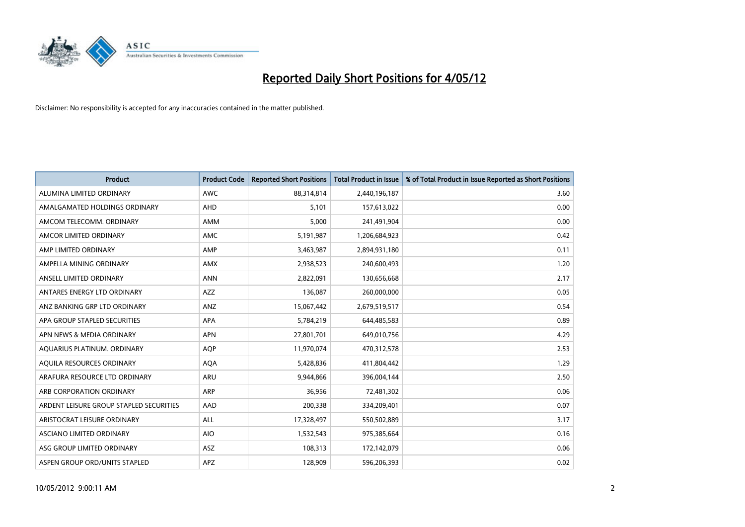# Reported Daily Short Positions for 4/05/12

Disclaimer: No responsibility is accepted for any inaccuracies contained in the matter published.

| Product | Product Code | Reported Short Positions | Total Product in Issue | % of Total Product in Issue Reported as Short Positions |
|---|---|---|---|---|
| ALUMINA LIMITED ORDINARY | AWC | 88,314,814 | 2,440,196,187 | 3.60 |
| AMALGAMATED HOLDINGS ORDINARY | AHD | 5,101 | 157,613,022 | 0.00 |
| AMCOM TELECOMM. ORDINARY | AMM | 5,000 | 241,491,904 | 0.00 |
| AMCOR LIMITED ORDINARY | AMC | 5,191,987 | 1,206,684,923 | 0.42 |
| AMP LIMITED ORDINARY | AMP | 3,463,987 | 2,894,931,180 | 0.11 |
| AMPELLA MINING ORDINARY | AMX | 2,938,523 | 240,600,493 | 1.20 |
| ANSELL LIMITED ORDINARY | ANN | 2,822,091 | 130,656,668 | 2.17 |
| ANTARES ENERGY LTD ORDINARY | AZZ | 136,087 | 260,000,000 | 0.05 |
| ANZ BANKING GRP LTD ORDINARY | ANZ | 15,067,442 | 2,679,519,517 | 0.54 |
| APA GROUP STAPLED SECURITIES | APA | 5,784,219 | 644,485,583 | 0.89 |
| APN NEWS & MEDIA ORDINARY | APN | 27,801,701 | 649,010,756 | 4.29 |
| AQUARIUS PLATINUM. ORDINARY | AQP | 11,970,074 | 470,312,578 | 2.53 |
| AQUILA RESOURCES ORDINARY | AQA | 5,428,836 | 411,804,442 | 1.29 |
| ARAFURA RESOURCE LTD ORDINARY | ARU | 9,944,866 | 396,004,144 | 2.50 |
| ARB CORPORATION ORDINARY | ARP | 36,956 | 72,481,302 | 0.06 |
| ARDENT LEISURE GROUP STAPLED SECURITIES | AAD | 200,338 | 334,209,401 | 0.07 |
| ARISTOCRAT LEISURE ORDINARY | ALL | 17,328,497 | 550,502,889 | 3.17 |
| ASCIANO LIMITED ORDINARY | AIO | 1,532,543 | 975,385,664 | 0.16 |
| ASG GROUP LIMITED ORDINARY | ASZ | 108,313 | 172,142,079 | 0.06 |
| ASPEN GROUP ORD/UNITS STAPLED | APZ | 128,909 | 596,206,393 | 0.02 |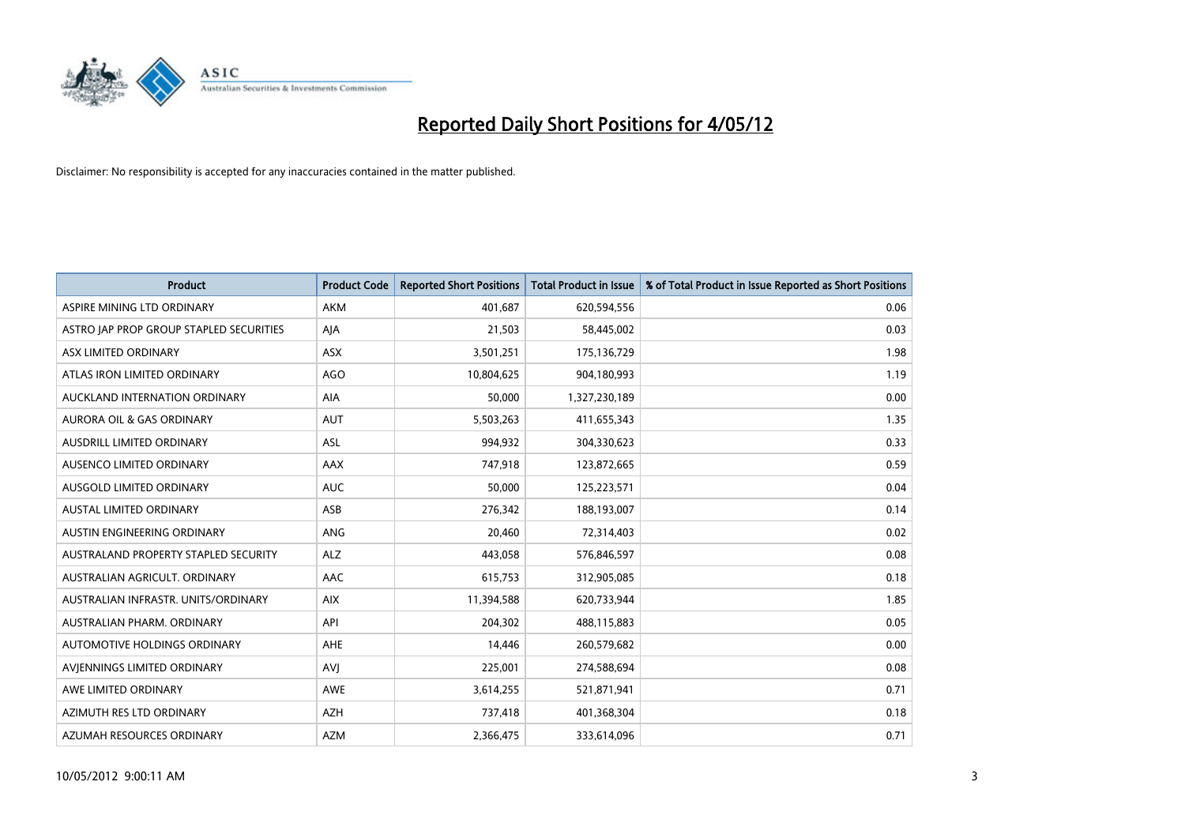# Reported Daily Short Positions for 4/05/12

Disclaimer: No responsibility is accepted for any inaccuracies contained in the matter published.

| Product | Product Code | Reported Short Positions | Total Product in Issue | % of Total Product in Issue Reported as Short Positions |
|---|---|---|---|---|
| ASPIRE MINING LTD ORDINARY | AKM | 401,687 | 620,594,556 | 0.06 |
| ASTRO JAP PROP GROUP STAPLED SECURITIES | AJA | 21,503 | 58,445,002 | 0.03 |
| ASX LIMITED ORDINARY | ASX | 3,501,251 | 175,136,729 | 1.98 |
| ATLAS IRON LIMITED ORDINARY | AGO | 10,804,625 | 904,180,993 | 1.19 |
| AUCKLAND INTERNATION ORDINARY | AIA | 50,000 | 1,327,230,189 | 0.00 |
| AURORA OIL & GAS ORDINARY | AUT | 5,503,263 | 411,655,343 | 1.35 |
| AUSDRILL LIMITED ORDINARY | ASL | 994,932 | 304,330,623 | 0.33 |
| AUSENCO LIMITED ORDINARY | AAX | 747,918 | 123,872,665 | 0.59 |
| AUSGOLD LIMITED ORDINARY | AUC | 50,000 | 125,223,571 | 0.04 |
| AUSTAL LIMITED ORDINARY | ASB | 276,342 | 188,193,007 | 0.14 |
| AUSTIN ENGINEERING ORDINARY | ANG | 20,460 | 72,314,403 | 0.02 |
| AUSTRALAND PROPERTY STAPLED SECURITY | ALZ | 443,058 | 576,846,597 | 0.08 |
| AUSTRALIAN AGRICULT. ORDINARY | AAC | 615,753 | 312,905,085 | 0.18 |
| AUSTRALIAN INFRASTR. UNITS/ORDINARY | AIX | 11,394,588 | 620,733,944 | 1.85 |
| AUSTRALIAN PHARM. ORDINARY | API | 204,302 | 488,115,883 | 0.05 |
| AUTOMOTIVE HOLDINGS ORDINARY | AHE | 14,446 | 260,579,682 | 0.00 |
| AVJENNINGS LIMITED ORDINARY | AVJ | 225,001 | 274,588,694 | 0.08 |
| AWE LIMITED ORDINARY | AWE | 3,614,255 | 521,871,941 | 0.71 |
| AZIMUTH RES LTD ORDINARY | AZH | 737,418 | 401,368,304 | 0.18 |
| AZUMAH RESOURCES ORDINARY | AZM | 2,366,475 | 333,614,096 | 0.71 |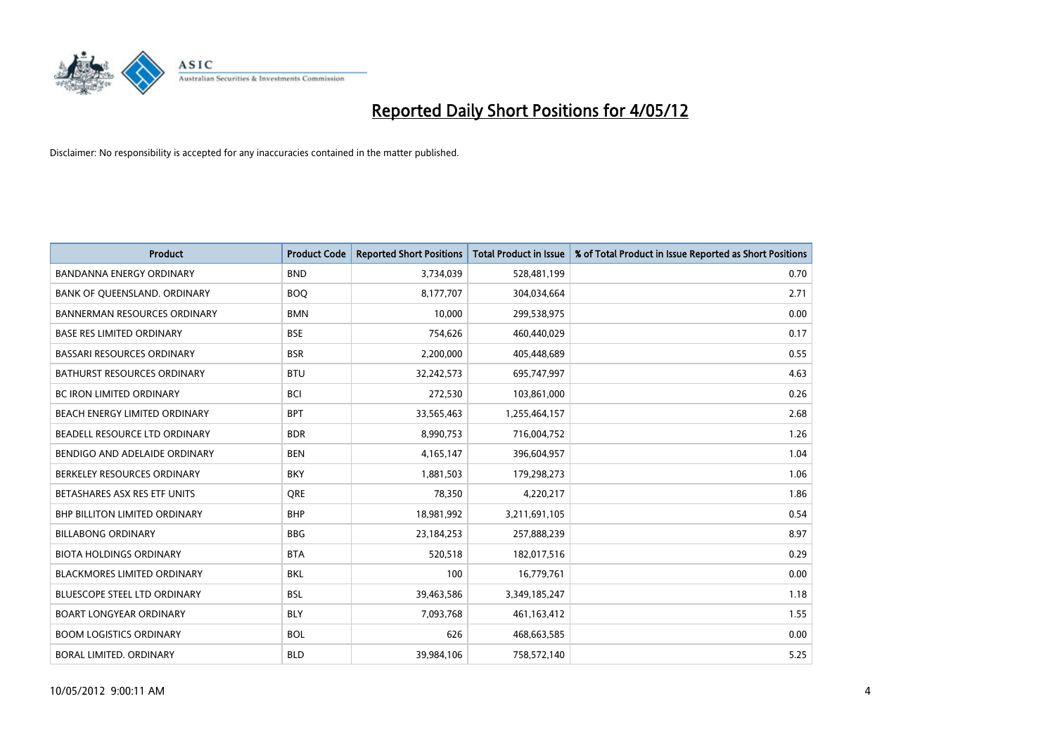# Reported Daily Short Positions for 4/05/12

Disclaimer: No responsibility is accepted for any inaccuracies contained in the matter published.

| Product | Product Code | Reported Short Positions | Total Product in Issue | % of Total Product in Issue Reported as Short Positions |
|---|---|---|---|---|
| BANDANNA ENERGY ORDINARY | BND | 3,734,039 | 528,481,199 | 0.70 |
| BANK OF QUEENSLAND. ORDINARY | BOQ | 8,177,707 | 304,034,664 | 2.71 |
| BANNERMAN RESOURCES ORDINARY | BMN | 10,000 | 299,538,975 | 0.00 |
| BASE RES LIMITED ORDINARY | BSE | 754,626 | 460,440,029 | 0.17 |
| BASSARI RESOURCES ORDINARY | BSR | 2,200,000 | 405,448,689 | 0.55 |
| BATHURST RESOURCES ORDINARY | BTU | 32,242,573 | 695,747,997 | 4.63 |
| BC IRON LIMITED ORDINARY | BCI | 272,530 | 103,861,000 | 0.26 |
| BEACH ENERGY LIMITED ORDINARY | BPT | 33,565,463 | 1,255,464,157 | 2.68 |
| BEADELL RESOURCE LTD ORDINARY | BDR | 8,990,753 | 716,004,752 | 1.26 |
| BENDIGO AND ADELAIDE ORDINARY | BEN | 4,165,147 | 396,604,957 | 1.04 |
| BERKELEY RESOURCES ORDINARY | BKY | 1,881,503 | 179,298,273 | 1.06 |
| BETASHARES ASX RES ETF UNITS | QRE | 78,350 | 4,220,217 | 1.86 |
| BHP BILLITON LIMITED ORDINARY | BHP | 18,981,992 | 3,211,691,105 | 0.54 |
| BILLABONG ORDINARY | BBG | 23,184,253 | 257,888,239 | 8.97 |
| BIOTA HOLDINGS ORDINARY | BTA | 520,518 | 182,017,516 | 0.29 |
| BLACKMORES LIMITED ORDINARY | BKL | 100 | 16,779,761 | 0.00 |
| BLUESCOPE STEEL LTD ORDINARY | BSL | 39,463,586 | 3,349,185,247 | 1.18 |
| BOART LONGYEAR ORDINARY | BLY | 7,093,768 | 461,163,412 | 1.55 |
| BOOM LOGISTICS ORDINARY | BOL | 626 | 468,663,585 | 0.00 |
| BORAL LIMITED. ORDINARY | BLD | 39,984,106 | 758,572,140 | 5.25 |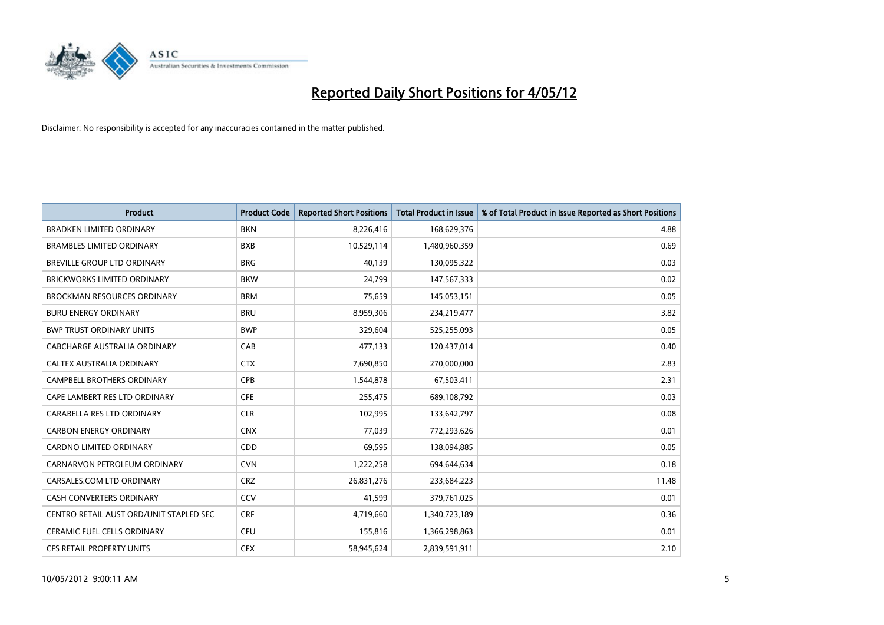# Reported Daily Short Positions for 4/05/12

Disclaimer: No responsibility is accepted for any inaccuracies contained in the matter published.

| Product | Product Code | Reported Short Positions | Total Product in Issue | % of Total Product in Issue Reported as Short Positions |
|---|---|---|---|---|
| BRADKEN LIMITED ORDINARY | BKN | 8,226,416 | 168,629,376 | 4.88 |
| BRAMBLES LIMITED ORDINARY | BXB | 10,529,114 | 1,480,960,359 | 0.69 |
| BREVILLE GROUP LTD ORDINARY | BRG | 40,139 | 130,095,322 | 0.03 |
| BRICKWORKS LIMITED ORDINARY | BKW | 24,799 | 147,567,333 | 0.02 |
| BROCKMAN RESOURCES ORDINARY | BRM | 75,659 | 145,053,151 | 0.05 |
| BURU ENERGY ORDINARY | BRU | 8,959,306 | 234,219,477 | 3.82 |
| BWP TRUST ORDINARY UNITS | BWP | 329,604 | 525,255,093 | 0.05 |
| CABCHARGE AUSTRALIA ORDINARY | CAB | 477,133 | 120,437,014 | 0.40 |
| CALTEX AUSTRALIA ORDINARY | CTX | 7,690,850 | 270,000,000 | 2.83 |
| CAMPBELL BROTHERS ORDINARY | CPB | 1,544,878 | 67,503,411 | 2.31 |
| CAPE LAMBERT RES LTD ORDINARY | CFE | 255,475 | 689,108,792 | 0.03 |
| CARABELLA RES LTD ORDINARY | CLR | 102,995 | 133,642,797 | 0.08 |
| CARBON ENERGY ORDINARY | CNX | 77,039 | 772,293,626 | 0.01 |
| CARDNO LIMITED ORDINARY | CDD | 69,595 | 138,094,885 | 0.05 |
| CARNARVON PETROLEUM ORDINARY | CVN | 1,222,258 | 694,644,634 | 0.18 |
| CARSALES.COM LTD ORDINARY | CRZ | 26,831,276 | 233,684,223 | 11.48 |
| CASH CONVERTERS ORDINARY | CCV | 41,599 | 379,761,025 | 0.01 |
| CENTRO RETAIL AUST ORD/UNIT STAPLED SEC | CRF | 4,719,660 | 1,340,723,189 | 0.36 |
| CERAMIC FUEL CELLS ORDINARY | CFU | 155,816 | 1,366,298,863 | 0.01 |
| CFS RETAIL PROPERTY UNITS | CFX | 58,945,624 | 2,839,591,911 | 2.10 |

10/05/2012 9:00:11 AM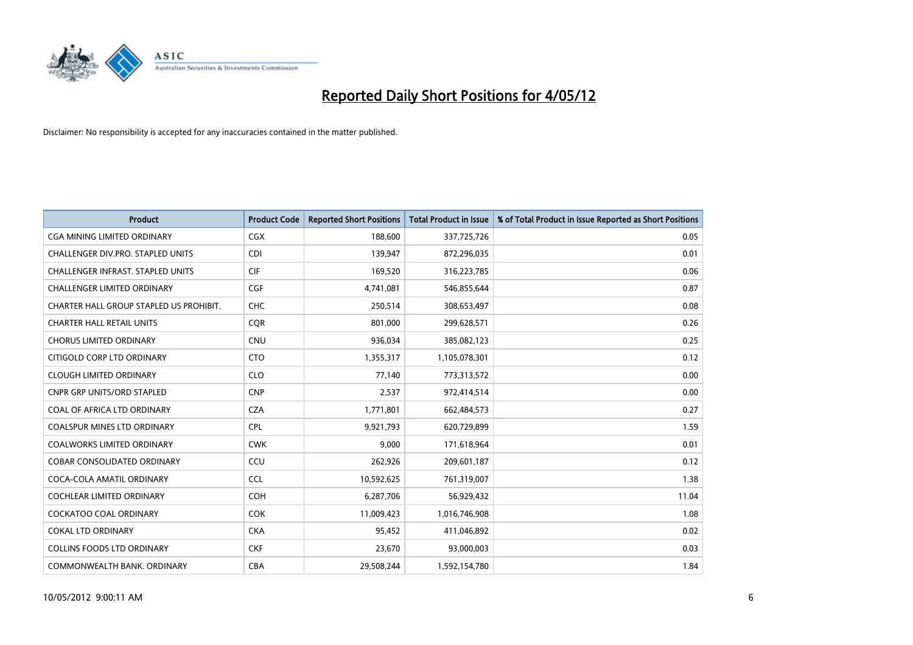# Reported Daily Short Positions for 4/05/12

Disclaimer: No responsibility is accepted for any inaccuracies contained in the matter published.

| Product | Product Code | Reported Short Positions | Total Product in Issue | % of Total Product in Issue Reported as Short Positions |
|---|---|---|---|---|
| CGA MINING LIMITED ORDINARY | CGX | 188,600 | 337,725,726 | 0.05 |
| CHALLENGER DIV.PRO. STAPLED UNITS | CDI | 139,947 | 872,296,035 | 0.01 |
| CHALLENGER INFRAST. STAPLED UNITS | CIF | 169,520 | 316,223,785 | 0.06 |
| CHALLENGER LIMITED ORDINARY | CGF | 4,741,081 | 546,855,644 | 0.87 |
| CHARTER HALL GROUP STAPLED US PROHIBIT. | CHC | 250,514 | 308,653,497 | 0.08 |
| CHARTER HALL RETAIL UNITS | CQR | 801,000 | 299,628,571 | 0.26 |
| CHORUS LIMITED ORDINARY | CNU | 936,034 | 385,082,123 | 0.25 |
| CITIGOLD CORP LTD ORDINARY | CTO | 1,355,317 | 1,105,078,301 | 0.12 |
| CLOUGH LIMITED ORDINARY | CLO | 77,140 | 773,313,572 | 0.00 |
| CNPR GRP UNITS/ORD STAPLED | CNP | 2,537 | 972,414,514 | 0.00 |
| COAL OF AFRICA LTD ORDINARY | CZA | 1,771,801 | 662,484,573 | 0.27 |
| COALSPUR MINES LTD ORDINARY | CPL | 9,921,793 | 620,729,899 | 1.59 |
| COALWORKS LIMITED ORDINARY | CWK | 9,000 | 171,618,964 | 0.01 |
| COBAR CONSOLIDATED ORDINARY | CCU | 262,926 | 209,601,187 | 0.12 |
| COCA-COLA AMATIL ORDINARY | CCL | 10,592,625 | 761,319,007 | 1.38 |
| COCHLEAR LIMITED ORDINARY | COH | 6,287,706 | 56,929,432 | 11.04 |
| COCKATOO COAL ORDINARY | COK | 11,009,423 | 1,016,746,908 | 1.08 |
| COKAL LTD ORDINARY | CKA | 95,452 | 411,046,892 | 0.02 |
| COLLINS FOODS LTD ORDINARY | CKF | 23,670 | 93,000,003 | 0.03 |
| COMMONWEALTH BANK. ORDINARY | CBA | 29,508,244 | 1,592,154,780 | 1.84 |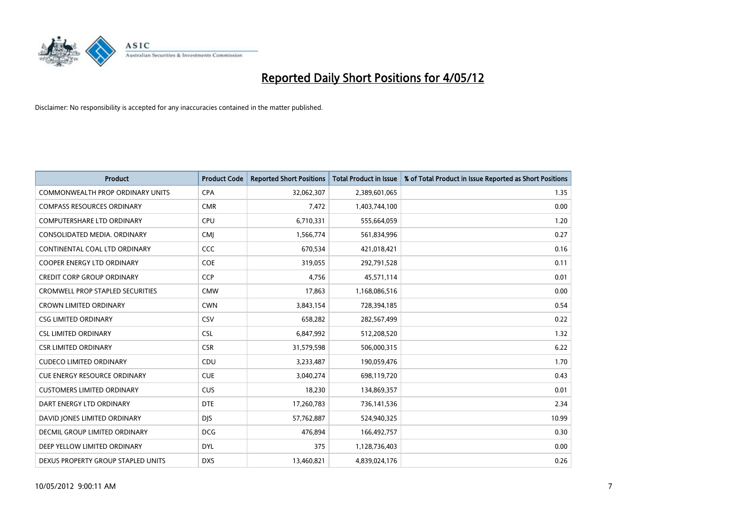# Reported Daily Short Positions for 4/05/12

Disclaimer: No responsibility is accepted for any inaccuracies contained in the matter published.

| Product | Product Code | Reported Short Positions | Total Product in Issue | % of Total Product in Issue Reported as Short Positions |
|---|---|---|---|---|
| COMMONWEALTH PROP ORDINARY UNITS | CPA | 32,062,307 | 2,389,601,065 | 1.35 |
| COMPASS RESOURCES ORDINARY | CMR | 7,472 | 1,403,744,100 | 0.00 |
| COMPUTERSHARE LTD ORDINARY | CPU | 6,710,331 | 555,664,059 | 1.20 |
| CONSOLIDATED MEDIA. ORDINARY | CMJ | 1,566,774 | 561,834,996 | 0.27 |
| CONTINENTAL COAL LTD ORDINARY | CCC | 670,534 | 421,018,421 | 0.16 |
| COOPER ENERGY LTD ORDINARY | COE | 319,055 | 292,791,528 | 0.11 |
| CREDIT CORP GROUP ORDINARY | CCP | 4,756 | 45,571,114 | 0.01 |
| CROMWELL PROP STAPLED SECURITIES | CMW | 17,863 | 1,168,086,516 | 0.00 |
| CROWN LIMITED ORDINARY | CWN | 3,843,154 | 728,394,185 | 0.54 |
| CSG LIMITED ORDINARY | CSV | 658,282 | 282,567,499 | 0.22 |
| CSL LIMITED ORDINARY | CSL | 6,847,992 | 512,208,520 | 1.32 |
| CSR LIMITED ORDINARY | CSR | 31,579,598 | 506,000,315 | 6.22 |
| CUDECO LIMITED ORDINARY | CDU | 3,233,487 | 190,059,476 | 1.70 |
| CUE ENERGY RESOURCE ORDINARY | CUE | 3,040,274 | 698,119,720 | 0.43 |
| CUSTOMERS LIMITED ORDINARY | CUS | 18,230 | 134,869,357 | 0.01 |
| DART ENERGY LTD ORDINARY | DTE | 17,260,783 | 736,141,536 | 2.34 |
| DAVID JONES LIMITED ORDINARY | DJS | 57,762,887 | 524,940,325 | 10.99 |
| DECMIL GROUP LIMITED ORDINARY | DCG | 476,894 | 166,492,757 | 0.30 |
| DEEP YELLOW LIMITED ORDINARY | DYL | 375 | 1,128,736,403 | 0.00 |
| DEXUS PROPERTY GROUP STAPLED UNITS | DXS | 13,460,821 | 4,839,024,176 | 0.26 |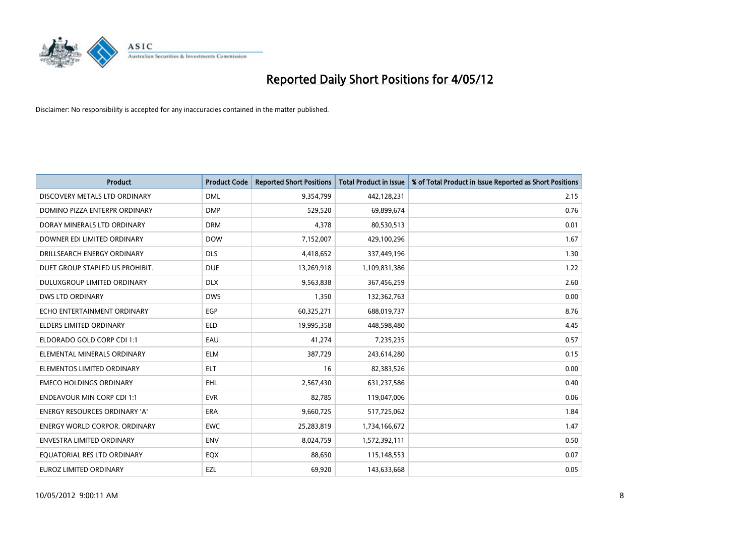# Reported Daily Short Positions for 4/05/12

Disclaimer: No responsibility is accepted for any inaccuracies contained in the matter published.

| Product | Product Code | Reported Short Positions | Total Product in Issue | % of Total Product in Issue Reported as Short Positions |
|---|---|---|---|---|
| DISCOVERY METALS LTD ORDINARY | DML | 9,354,799 | 442,128,231 | 2.15 |
| DOMINO PIZZA ENTERPR ORDINARY | DMP | 529,520 | 69,899,674 | 0.76 |
| DORAY MINERALS LTD ORDINARY | DRM | 4,378 | 80,530,513 | 0.01 |
| DOWNER EDI LIMITED ORDINARY | DOW | 7,152,007 | 429,100,296 | 1.67 |
| DRILLSEARCH ENERGY ORDINARY | DLS | 4,418,652 | 337,449,196 | 1.30 |
| DUET GROUP STAPLED US PROHIBIT. | DUE | 13,269,918 | 1,109,831,386 | 1.22 |
| DULUXGROUP LIMITED ORDINARY | DLX | 9,563,838 | 367,456,259 | 2.60 |
| DWS LTD ORDINARY | DWS | 1,350 | 132,362,763 | 0.00 |
| ECHO ENTERTAINMENT ORDINARY | EGP | 60,325,271 | 688,019,737 | 8.76 |
| ELDERS LIMITED ORDINARY | ELD | 19,995,358 | 448,598,480 | 4.45 |
| ELDORADO GOLD CORP CDI 1:1 | EAU | 41,274 | 7,235,235 | 0.57 |
| ELEMENTAL MINERALS ORDINARY | ELM | 387,729 | 243,614,280 | 0.15 |
| ELEMENTOS LIMITED ORDINARY | ELT | 16 | 82,383,526 | 0.00 |
| EMECO HOLDINGS ORDINARY | EHL | 2,567,430 | 631,237,586 | 0.40 |
| ENDEAVOUR MIN CORP CDI 1:1 | EVR | 82,785 | 119,047,006 | 0.06 |
| ENERGY RESOURCES ORDINARY 'A' | ERA | 9,660,725 | 517,725,062 | 1.84 |
| ENERGY WORLD CORPOR. ORDINARY | EWC | 25,283,819 | 1,734,166,672 | 1.47 |
| ENVESTRA LIMITED ORDINARY | ENV | 8,024,759 | 1,572,392,111 | 0.50 |
| EQUATORIAL RES LTD ORDINARY | EQX | 88,650 | 115,148,553 | 0.07 |
| EUROZ LIMITED ORDINARY | EZL | 69,920 | 143,633,668 | 0.05 |

10/05/2012 9:00:11 AM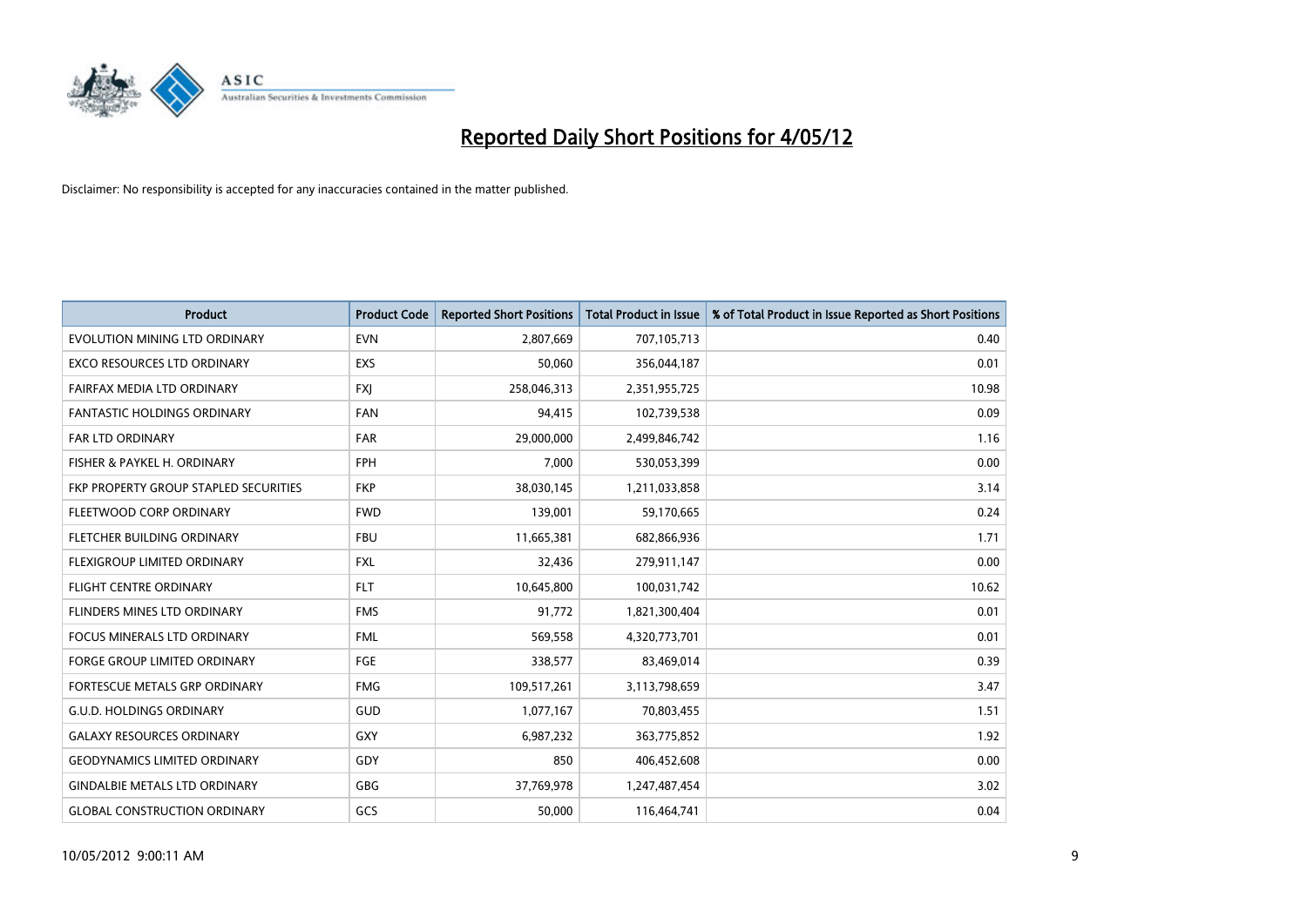# Reported Daily Short Positions for 4/05/12

Disclaimer: No responsibility is accepted for any inaccuracies contained in the matter published.

| Product | Product Code | Reported Short Positions | Total Product in Issue | % of Total Product in Issue Reported as Short Positions |
|---|---|---|---|---|
| EVOLUTION MINING LTD ORDINARY | EVN | 2,807,669 | 707,105,713 | 0.40 |
| EXCO RESOURCES LTD ORDINARY | EXS | 50,060 | 356,044,187 | 0.01 |
| FAIRFAX MEDIA LTD ORDINARY | FXJ | 258,046,313 | 2,351,955,725 | 10.98 |
| FANTASTIC HOLDINGS ORDINARY | FAN | 94,415 | 102,739,538 | 0.09 |
| FAR LTD ORDINARY | FAR | 29,000,000 | 2,499,846,742 | 1.16 |
| FISHER & PAYKEL H. ORDINARY | FPH | 7,000 | 530,053,399 | 0.00 |
| FKP PROPERTY GROUP STAPLED SECURITIES | FKP | 38,030,145 | 1,211,033,858 | 3.14 |
| FLEETWOOD CORP ORDINARY | FWD | 139,001 | 59,170,665 | 0.24 |
| FLETCHER BUILDING ORDINARY | FBU | 11,665,381 | 682,866,936 | 1.71 |
| FLEXIGROUP LIMITED ORDINARY | FXL | 32,436 | 279,911,147 | 0.00 |
| FLIGHT CENTRE ORDINARY | FLT | 10,645,800 | 100,031,742 | 10.62 |
| FLINDERS MINES LTD ORDINARY | FMS | 91,772 | 1,821,300,404 | 0.01 |
| FOCUS MINERALS LTD ORDINARY | FML | 569,558 | 4,320,773,701 | 0.01 |
| FORGE GROUP LIMITED ORDINARY | FGE | 338,577 | 83,469,014 | 0.39 |
| FORTESCUE METALS GRP ORDINARY | FMG | 109,517,261 | 3,113,798,659 | 3.47 |
| G.U.D. HOLDINGS ORDINARY | GUD | 1,077,167 | 70,803,455 | 1.51 |
| GALAXY RESOURCES ORDINARY | GXY | 6,987,232 | 363,775,852 | 1.92 |
| GEODYNAMICS LIMITED ORDINARY | GDY | 850 | 406,452,608 | 0.00 |
| GINDALBIE METALS LTD ORDINARY | GBG | 37,769,978 | 1,247,487,454 | 3.02 |
| GLOBAL CONSTRUCTION ORDINARY | GCS | 50,000 | 116,464,741 | 0.04 |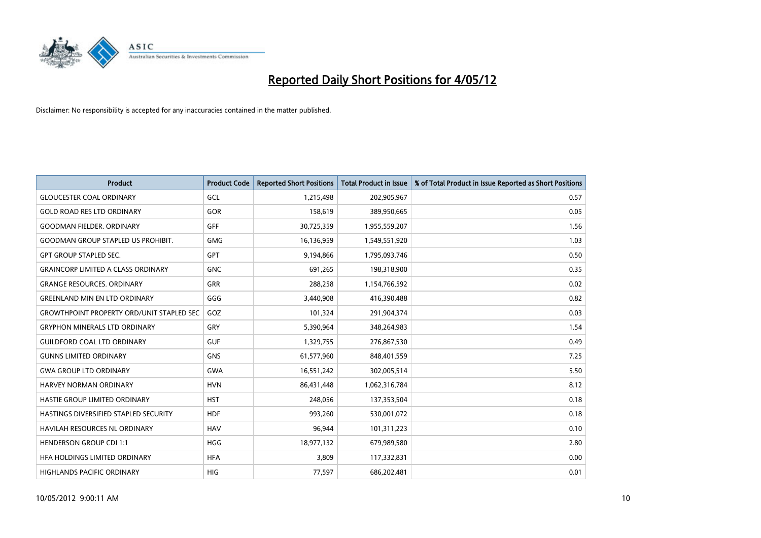# Reported Daily Short Positions for 4/05/12

Disclaimer: No responsibility is accepted for any inaccuracies contained in the matter published.

| Product | Product Code | Reported Short Positions | Total Product in Issue | % of Total Product in Issue Reported as Short Positions |
| --- | --- | --- | --- | --- |
| GLOUCESTER COAL ORDINARY | GCL | 1,215,498 | 202,905,967 | 0.57 |
| GOLD ROAD RES LTD ORDINARY | GOR | 158,619 | 389,950,665 | 0.05 |
| GOODMAN FIELDER. ORDINARY | GFF | 30,725,359 | 1,955,559,207 | 1.56 |
| GOODMAN GROUP STAPLED US PROHIBIT. | GMG | 16,136,959 | 1,549,551,920 | 1.03 |
| GPT GROUP STAPLED SEC. | GPT | 9,194,866 | 1,795,093,746 | 0.50 |
| GRAINCORP LIMITED A CLASS ORDINARY | GNC | 691,265 | 198,318,900 | 0.35 |
| GRANGE RESOURCES. ORDINARY | GRR | 288,258 | 1,154,766,592 | 0.02 |
| GREENLAND MIN EN LTD ORDINARY | GGG | 3,440,908 | 416,390,488 | 0.82 |
| GROWTHPOINT PROPERTY ORD/UNIT STAPLED SEC | GOZ | 101,324 | 291,904,374 | 0.03 |
| GRYPHON MINERALS LTD ORDINARY | GRY | 5,390,964 | 348,264,983 | 1.54 |
| GUILDFORD COAL LTD ORDINARY | GUF | 1,329,755 | 276,867,530 | 0.49 |
| GUNNS LIMITED ORDINARY | GNS | 61,577,960 | 848,401,559 | 7.25 |
| GWA GROUP LTD ORDINARY | GWA | 16,551,242 | 302,005,514 | 5.50 |
| HARVEY NORMAN ORDINARY | HVN | 86,431,448 | 1,062,316,784 | 8.12 |
| HASTIE GROUP LIMITED ORDINARY | HST | 248,056 | 137,353,504 | 0.18 |
| HASTINGS DIVERSIFIED STAPLED SECURITY | HDF | 993,260 | 530,001,072 | 0.18 |
| HAVILAH RESOURCES NL ORDINARY | HAV | 96,944 | 101,311,223 | 0.10 |
| HENDERSON GROUP CDI 1:1 | HGG | 18,977,132 | 679,989,580 | 2.80 |
| HFA HOLDINGS LIMITED ORDINARY | HFA | 3,809 | 117,332,831 | 0.00 |
| HIGHLANDS PACIFIC ORDINARY | HIG | 77,597 | 686,202,481 | 0.01 |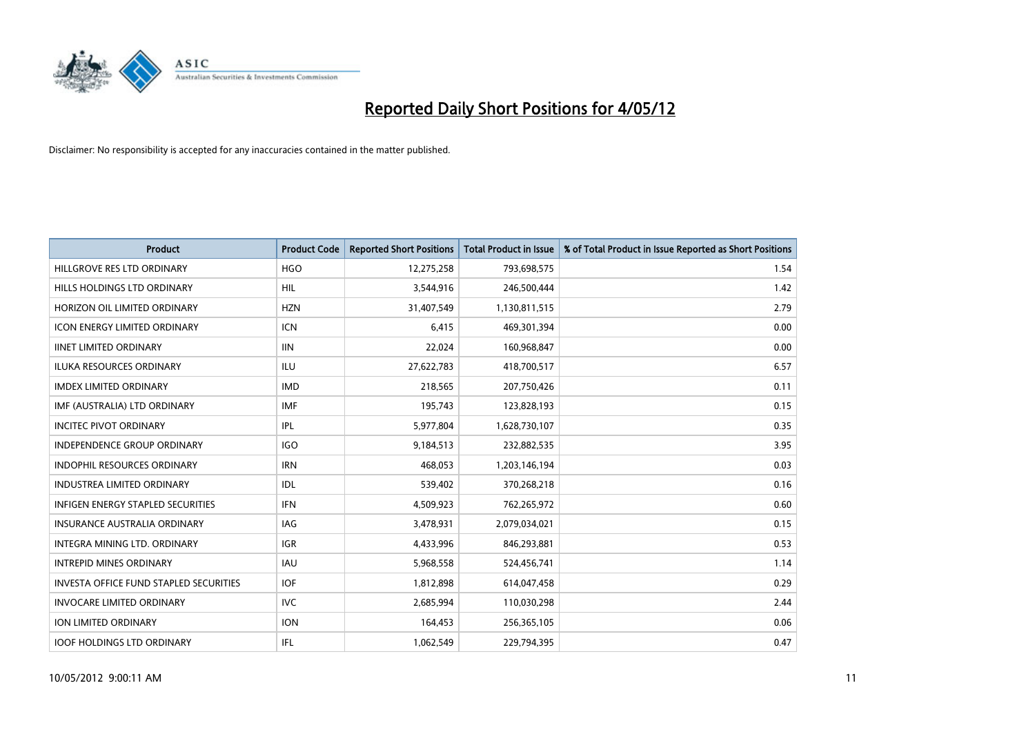# Reported Daily Short Positions for 4/05/12

Disclaimer: No responsibility is accepted for any inaccuracies contained in the matter published.

| Product | Product Code | Reported Short Positions | Total Product in Issue | % of Total Product in Issue Reported as Short Positions |
|---|---|---|---|---|
| HILLGROVE RES LTD ORDINARY | HGO | 12,275,258 | 793,698,575 | 1.54 |
| HILLS HOLDINGS LTD ORDINARY | HIL | 3,544,916 | 246,500,444 | 1.42 |
| HORIZON OIL LIMITED ORDINARY | HZN | 31,407,549 | 1,130,811,515 | 2.79 |
| ICON ENERGY LIMITED ORDINARY | ICN | 6,415 | 469,301,394 | 0.00 |
| IINET LIMITED ORDINARY | IIN | 22,024 | 160,968,847 | 0.00 |
| ILUKA RESOURCES ORDINARY | ILU | 27,622,783 | 418,700,517 | 6.57 |
| IMDEX LIMITED ORDINARY | IMD | 218,565 | 207,750,426 | 0.11 |
| IMF (AUSTRALIA) LTD ORDINARY | IMF | 195,743 | 123,828,193 | 0.15 |
| INCITEC PIVOT ORDINARY | IPL | 5,977,804 | 1,628,730,107 | 0.35 |
| INDEPENDENCE GROUP ORDINARY | IGO | 9,184,513 | 232,882,535 | 3.95 |
| INDOPHIL RESOURCES ORDINARY | IRN | 468,053 | 1,203,146,194 | 0.03 |
| INDUSTREA LIMITED ORDINARY | IDL | 539,402 | 370,268,218 | 0.16 |
| INFIGEN ENERGY STAPLED SECURITIES | IFN | 4,509,923 | 762,265,972 | 0.60 |
| INSURANCE AUSTRALIA ORDINARY | IAG | 3,478,931 | 2,079,034,021 | 0.15 |
| INTEGRA MINING LTD. ORDINARY | IGR | 4,433,996 | 846,293,881 | 0.53 |
| INTREPID MINES ORDINARY | IAU | 5,968,558 | 524,456,741 | 1.14 |
| INVESTA OFFICE FUND STAPLED SECURITIES | IOF | 1,812,898 | 614,047,458 | 0.29 |
| INVOCARE LIMITED ORDINARY | IVC | 2,685,994 | 110,030,298 | 2.44 |
| ION LIMITED ORDINARY | ION | 164,453 | 256,365,105 | 0.06 |
| IOOF HOLDINGS LTD ORDINARY | IFL | 1,062,549 | 229,794,395 | 0.47 |

10/05/2012 9:00:11 AM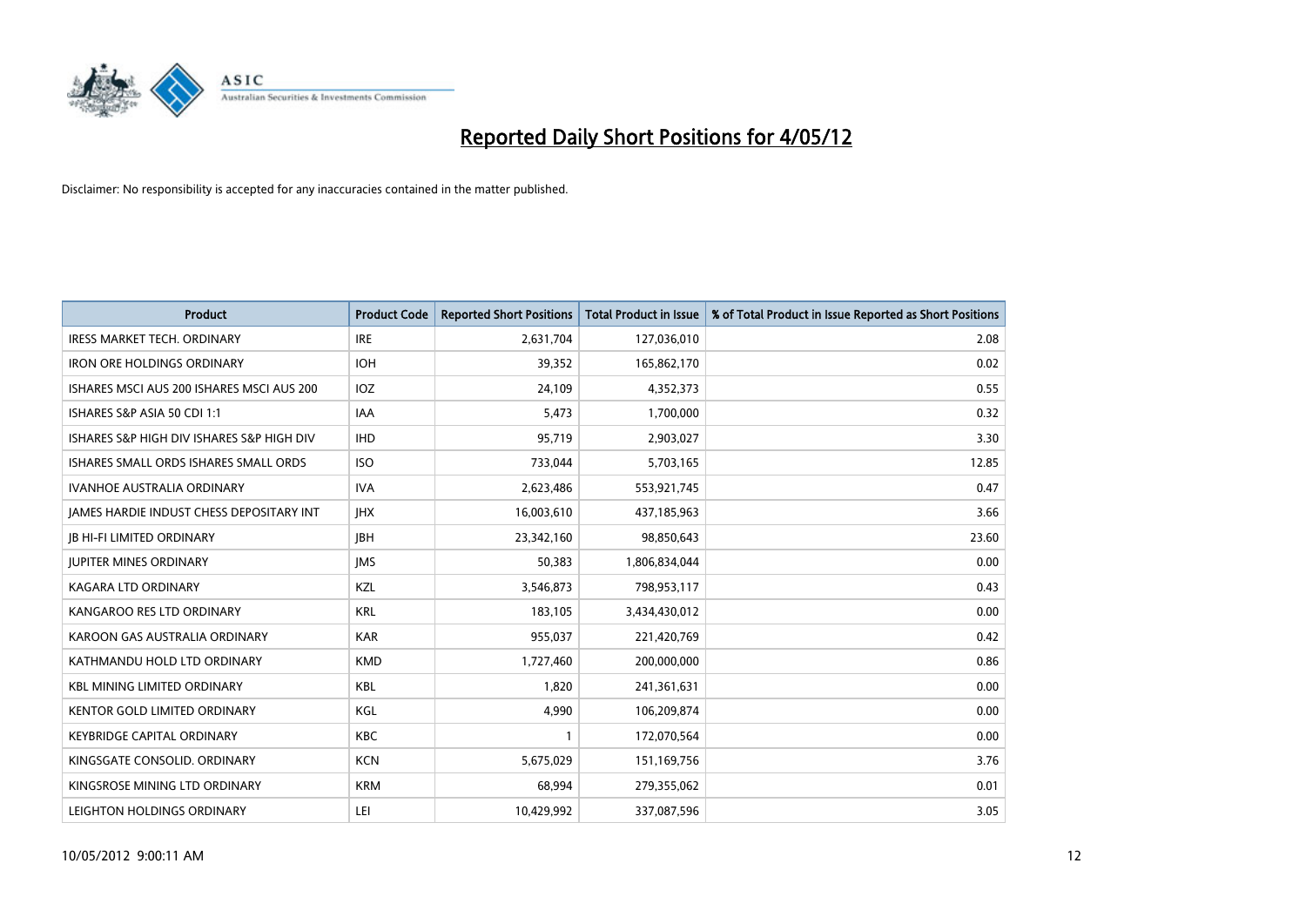# Reported Daily Short Positions for 4/05/12

Disclaimer: No responsibility is accepted for any inaccuracies contained in the matter published.

| Product | Product Code | Reported Short Positions | Total Product in Issue | % of Total Product in Issue Reported as Short Positions |
|---|---|---|---|---|
| IRESS MARKET TECH. ORDINARY | IRE | 2,631,704 | 127,036,010 | 2.08 |
| IRON ORE HOLDINGS ORDINARY | IOH | 39,352 | 165,862,170 | 0.02 |
| ISHARES MSCI AUS 200 ISHARES MSCI AUS 200 | IOZ | 24,109 | 4,352,373 | 0.55 |
| ISHARES S&P ASIA 50 CDI 1:1 | IAA | 5,473 | 1,700,000 | 0.32 |
| ISHARES S&P HIGH DIV ISHARES S&P HIGH DIV | IHD | 95,719 | 2,903,027 | 3.30 |
| ISHARES SMALL ORDS ISHARES SMALL ORDS | ISO | 733,044 | 5,703,165 | 12.85 |
| IVANHOE AUSTRALIA ORDINARY | IVA | 2,623,486 | 553,921,745 | 0.47 |
| JAMES HARDIE INDUST CHESS DEPOSITARY INT | JHX | 16,003,610 | 437,185,963 | 3.66 |
| JB HI-FI LIMITED ORDINARY | JBH | 23,342,160 | 98,850,643 | 23.60 |
| JUPITER MINES ORDINARY | JMS | 50,383 | 1,806,834,044 | 0.00 |
| KAGARA LTD ORDINARY | KZL | 3,546,873 | 798,953,117 | 0.43 |
| KANGAROO RES LTD ORDINARY | KRL | 183,105 | 3,434,430,012 | 0.00 |
| KAROON GAS AUSTRALIA ORDINARY | KAR | 955,037 | 221,420,769 | 0.42 |
| KATHMANDU HOLD LTD ORDINARY | KMD | 1,727,460 | 200,000,000 | 0.86 |
| KBL MINING LIMITED ORDINARY | KBL | 1,820 | 241,361,631 | 0.00 |
| KENTOR GOLD LIMITED ORDINARY | KGL | 4,990 | 106,209,874 | 0.00 |
| KEYBRIDGE CAPITAL ORDINARY | KBC | 1 | 172,070,564 | 0.00 |
| KINGSGATE CONSOLID. ORDINARY | KCN | 5,675,029 | 151,169,756 | 3.76 |
| KINGSROSE MINING LTD ORDINARY | KRM | 68,994 | 279,355,062 | 0.01 |
| LEIGHTON HOLDINGS ORDINARY | LEI | 10,429,992 | 337,087,596 | 3.05 |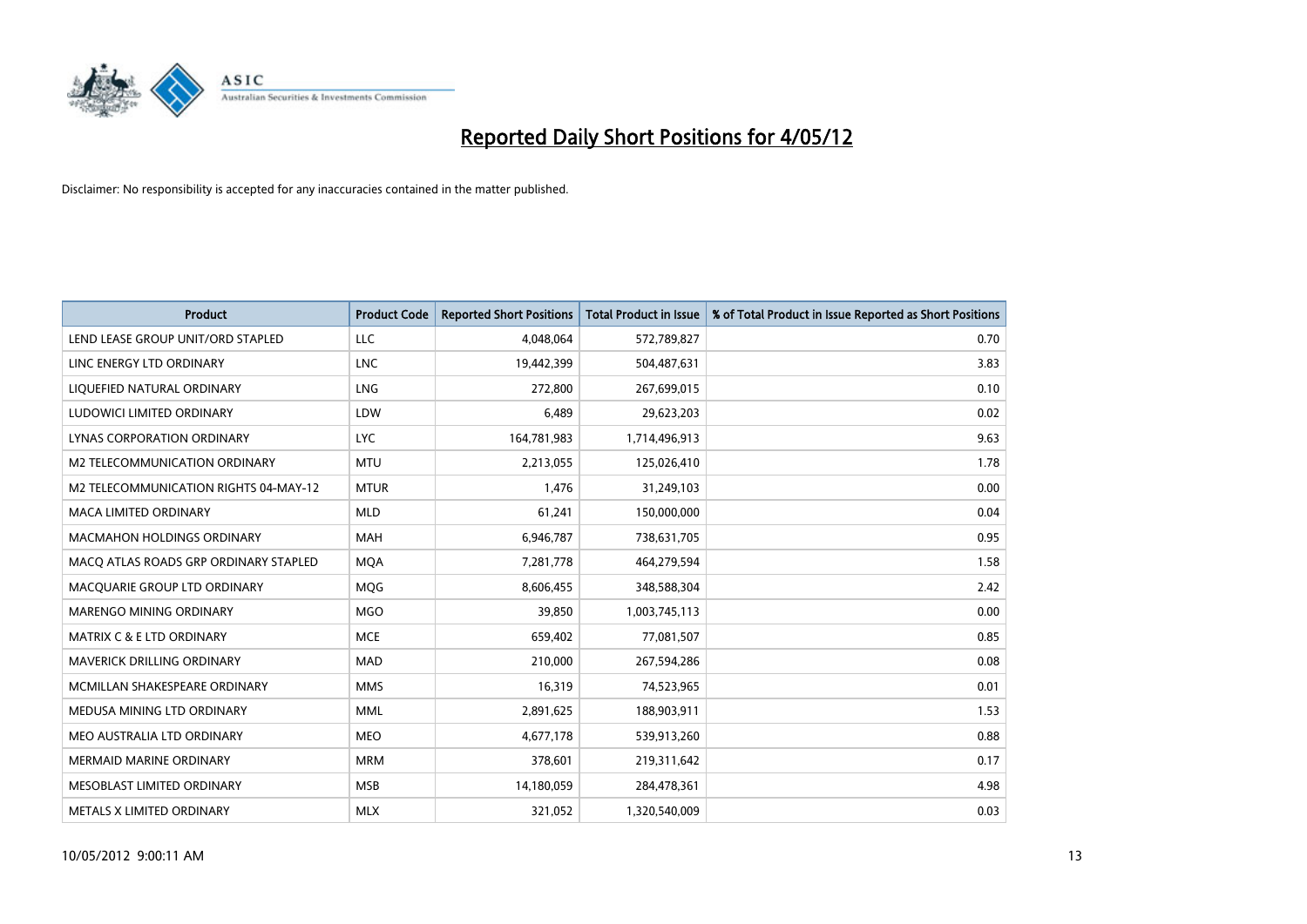# Reported Daily Short Positions for 4/05/12

Disclaimer: No responsibility is accepted for any inaccuracies contained in the matter published.

| Product | Product Code | Reported Short Positions | Total Product in Issue | % of Total Product in Issue Reported as Short Positions |
|---|---|---|---|---|
| LEND LEASE GROUP UNIT/ORD STAPLED | LLC | 4,048,064 | 572,789,827 | 0.70 |
| LINC ENERGY LTD ORDINARY | LNC | 19,442,399 | 504,487,631 | 3.83 |
| LIQUEFIED NATURAL ORDINARY | LNG | 272,800 | 267,699,015 | 0.10 |
| LUDOWICI LIMITED ORDINARY | LDW | 6,489 | 29,623,203 | 0.02 |
| LYNAS CORPORATION ORDINARY | LYC | 164,781,983 | 1,714,496,913 | 9.63 |
| M2 TELECOMMUNICATION ORDINARY | MTU | 2,213,055 | 125,026,410 | 1.78 |
| M2 TELECOMMUNICATION RIGHTS 04-MAY-12 | MTUR | 1,476 | 31,249,103 | 0.00 |
| MACA LIMITED ORDINARY | MLD | 61,241 | 150,000,000 | 0.04 |
| MACMAHON HOLDINGS ORDINARY | MAH | 6,946,787 | 738,631,705 | 0.95 |
| MACQ ATLAS ROADS GRP ORDINARY STAPLED | MQA | 7,281,778 | 464,279,594 | 1.58 |
| MACQUARIE GROUP LTD ORDINARY | MQG | 8,606,455 | 348,588,304 | 2.42 |
| MARENGO MINING ORDINARY | MGO | 39,850 | 1,003,745,113 | 0.00 |
| MATRIX C & E LTD ORDINARY | MCE | 659,402 | 77,081,507 | 0.85 |
| MAVERICK DRILLING ORDINARY | MAD | 210,000 | 267,594,286 | 0.08 |
| MCMILLAN SHAKESPEARE ORDINARY | MMS | 16,319 | 74,523,965 | 0.01 |
| MEDUSA MINING LTD ORDINARY | MML | 2,891,625 | 188,903,911 | 1.53 |
| MEO AUSTRALIA LTD ORDINARY | MEO | 4,677,178 | 539,913,260 | 0.88 |
| MERMAID MARINE ORDINARY | MRM | 378,601 | 219,311,642 | 0.17 |
| MESOBLAST LIMITED ORDINARY | MSB | 14,180,059 | 284,478,361 | 4.98 |
| METALS X LIMITED ORDINARY | MLX | 321,052 | 1,320,540,009 | 0.03 |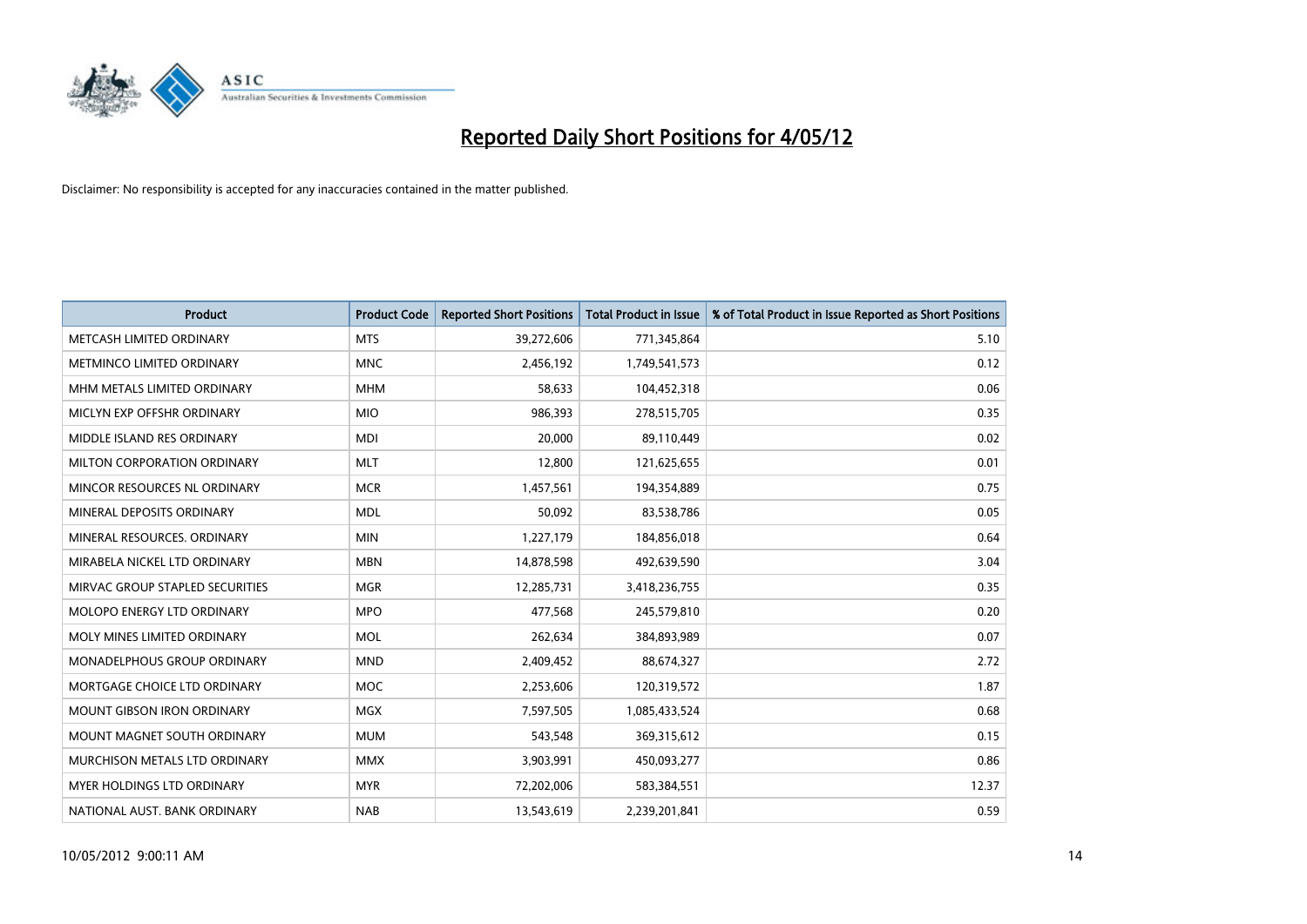# Reported Daily Short Positions for 4/05/12

Disclaimer: No responsibility is accepted for any inaccuracies contained in the matter published.

| Product | Product Code | Reported Short Positions | Total Product in Issue | % of Total Product in Issue Reported as Short Positions |
|---|---|---|---|---|
| METCASH LIMITED ORDINARY | MTS | 39,272,606 | 771,345,864 | 5.10 |
| METMINCO LIMITED ORDINARY | MNC | 2,456,192 | 1,749,541,573 | 0.12 |
| MHM METALS LIMITED ORDINARY | MHM | 58,633 | 104,452,318 | 0.06 |
| MICLYN EXP OFFSHR ORDINARY | MIO | 986,393 | 278,515,705 | 0.35 |
| MIDDLE ISLAND RES ORDINARY | MDI | 20,000 | 89,110,449 | 0.02 |
| MILTON CORPORATION ORDINARY | MLT | 12,800 | 121,625,655 | 0.01 |
| MINCOR RESOURCES NL ORDINARY | MCR | 1,457,561 | 194,354,889 | 0.75 |
| MINERAL DEPOSITS ORDINARY | MDL | 50,092 | 83,538,786 | 0.05 |
| MINERAL RESOURCES. ORDINARY | MIN | 1,227,179 | 184,856,018 | 0.64 |
| MIRABELA NICKEL LTD ORDINARY | MBN | 14,878,598 | 492,639,590 | 3.04 |
| MIRVAC GROUP STAPLED SECURITIES | MGR | 12,285,731 | 3,418,236,755 | 0.35 |
| MOLOPO ENERGY LTD ORDINARY | MPO | 477,568 | 245,579,810 | 0.20 |
| MOLY MINES LIMITED ORDINARY | MOL | 262,634 | 384,893,989 | 0.07 |
| MONADELPHOUS GROUP ORDINARY | MND | 2,409,452 | 88,674,327 | 2.72 |
| MORTGAGE CHOICE LTD ORDINARY | MOC | 2,253,606 | 120,319,572 | 1.87 |
| MOUNT GIBSON IRON ORDINARY | MGX | 7,597,505 | 1,085,433,524 | 0.68 |
| MOUNT MAGNET SOUTH ORDINARY | MUM | 543,548 | 369,315,612 | 0.15 |
| MURCHISON METALS LTD ORDINARY | MMX | 3,903,991 | 450,093,277 | 0.86 |
| MYER HOLDINGS LTD ORDINARY | MYR | 72,202,006 | 583,384,551 | 12.37 |
| NATIONAL AUST. BANK ORDINARY | NAB | 13,543,619 | 2,239,201,841 | 0.59 |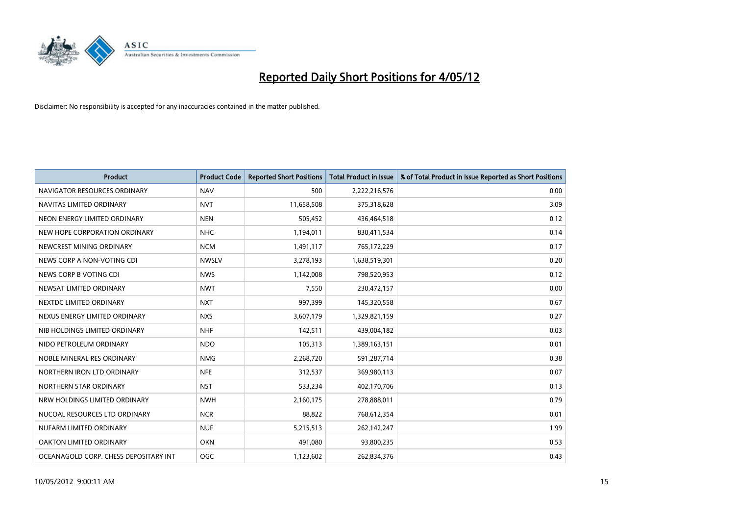# Reported Daily Short Positions for 4/05/12

Disclaimer: No responsibility is accepted for any inaccuracies contained in the matter published.

| Product | Product Code | Reported Short Positions | Total Product in Issue | % of Total Product in Issue Reported as Short Positions |
|---|---|---|---|---|
| NAVIGATOR RESOURCES ORDINARY | NAV | 500 | 2,222,216,576 | 0.00 |
| NAVITAS LIMITED ORDINARY | NVT | 11,658,508 | 375,318,628 | 3.09 |
| NEON ENERGY LIMITED ORDINARY | NEN | 505,452 | 436,464,518 | 0.12 |
| NEW HOPE CORPORATION ORDINARY | NHC | 1,194,011 | 830,411,534 | 0.14 |
| NEWCREST MINING ORDINARY | NCM | 1,491,117 | 765,172,229 | 0.17 |
| NEWS CORP A NON-VOTING CDI | NWSLV | 3,278,193 | 1,638,519,301 | 0.20 |
| NEWS CORP B VOTING CDI | NWS | 1,142,008 | 798,520,953 | 0.12 |
| NEWSAT LIMITED ORDINARY | NWT | 7,550 | 230,472,157 | 0.00 |
| NEXTDC LIMITED ORDINARY | NXT | 997,399 | 145,320,558 | 0.67 |
| NEXUS ENERGY LIMITED ORDINARY | NXS | 3,607,179 | 1,329,821,159 | 0.27 |
| NIB HOLDINGS LIMITED ORDINARY | NHF | 142,511 | 439,004,182 | 0.03 |
| NIDO PETROLEUM ORDINARY | NDO | 105,313 | 1,389,163,151 | 0.01 |
| NOBLE MINERAL RES ORDINARY | NMG | 2,268,720 | 591,287,714 | 0.38 |
| NORTHERN IRON LTD ORDINARY | NFE | 312,537 | 369,980,113 | 0.07 |
| NORTHERN STAR ORDINARY | NST | 533,234 | 402,170,706 | 0.13 |
| NRW HOLDINGS LIMITED ORDINARY | NWH | 2,160,175 | 278,888,011 | 0.79 |
| NUCOAL RESOURCES LTD ORDINARY | NCR | 88,822 | 768,612,354 | 0.01 |
| NUFARM LIMITED ORDINARY | NUF | 5,215,513 | 262,142,247 | 1.99 |
| OAKTON LIMITED ORDINARY | OKN | 491,080 | 93,800,235 | 0.53 |
| OCEANAGOLD CORP. CHESS DEPOSITARY INT | OGC | 1,123,602 | 262,834,376 | 0.43 |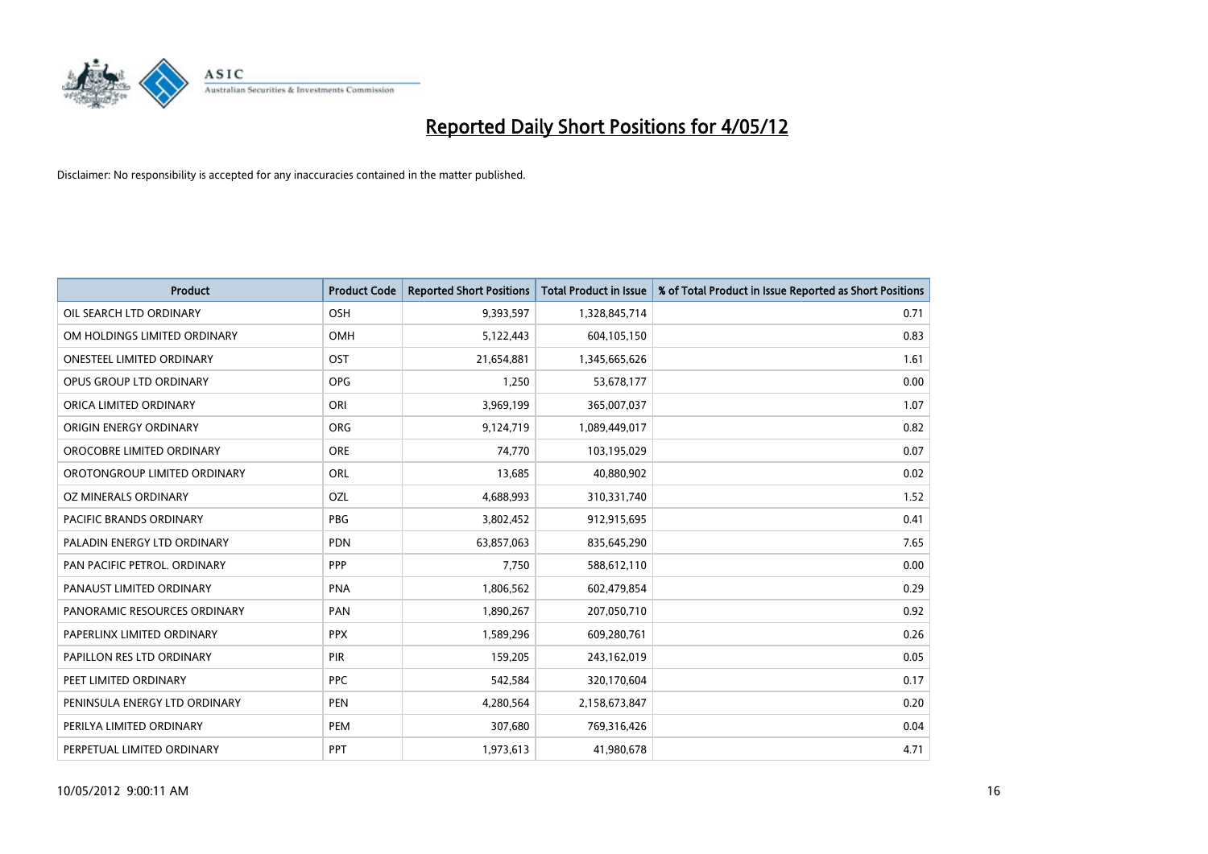# Reported Daily Short Positions for 4/05/12

Disclaimer: No responsibility is accepted for any inaccuracies contained in the matter published.

| Product | Product Code | Reported Short Positions | Total Product in Issue | % of Total Product in Issue Reported as Short Positions |
|---|---|---|---|---|
| OIL SEARCH LTD ORDINARY | OSH | 9,393,597 | 1,328,845,714 | 0.71 |
| OM HOLDINGS LIMITED ORDINARY | OMH | 5,122,443 | 604,105,150 | 0.83 |
| ONESTEEL LIMITED ORDINARY | OST | 21,654,881 | 1,345,665,626 | 1.61 |
| OPUS GROUP LTD ORDINARY | OPG | 1,250 | 53,678,177 | 0.00 |
| ORICA LIMITED ORDINARY | ORI | 3,969,199 | 365,007,037 | 1.07 |
| ORIGIN ENERGY ORDINARY | ORG | 9,124,719 | 1,089,449,017 | 0.82 |
| OROCOBRE LIMITED ORDINARY | ORE | 74,770 | 103,195,029 | 0.07 |
| OROTONGROUP LIMITED ORDINARY | ORL | 13,685 | 40,880,902 | 0.02 |
| OZ MINERALS ORDINARY | OZL | 4,688,993 | 310,331,740 | 1.52 |
| PACIFIC BRANDS ORDINARY | PBG | 3,802,452 | 912,915,695 | 0.41 |
| PALADIN ENERGY LTD ORDINARY | PDN | 63,857,063 | 835,645,290 | 7.65 |
| PAN PACIFIC PETROL. ORDINARY | PPP | 7,750 | 588,612,110 | 0.00 |
| PANAUST LIMITED ORDINARY | PNA | 1,806,562 | 602,479,854 | 0.29 |
| PANORAMIC RESOURCES ORDINARY | PAN | 1,890,267 | 207,050,710 | 0.92 |
| PAPERLINX LIMITED ORDINARY | PPX | 1,589,296 | 609,280,761 | 0.26 |
| PAPILLON RES LTD ORDINARY | PIR | 159,205 | 243,162,019 | 0.05 |
| PEET LIMITED ORDINARY | PPC | 542,584 | 320,170,604 | 0.17 |
| PENINSULA ENERGY LTD ORDINARY | PEN | 4,280,564 | 2,158,673,847 | 0.20 |
| PERILYA LIMITED ORDINARY | PEM | 307,680 | 769,316,426 | 0.04 |
| PERPETUAL LIMITED ORDINARY | PPT | 1,973,613 | 41,980,678 | 4.71 |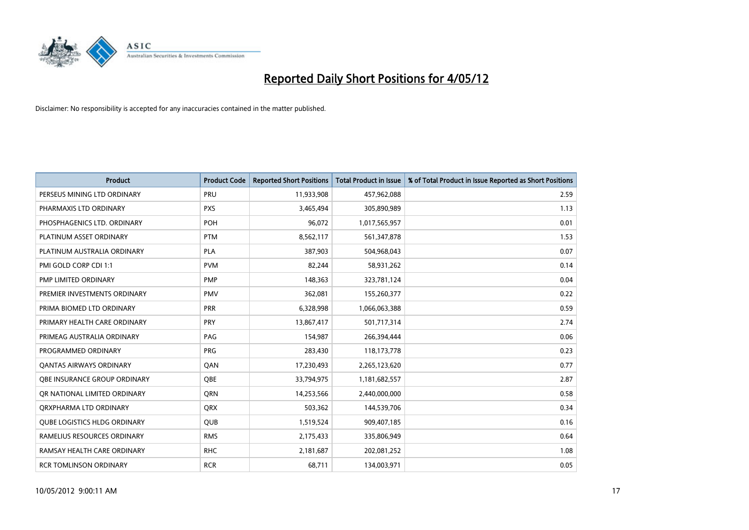# Reported Daily Short Positions for 4/05/12

Disclaimer: No responsibility is accepted for any inaccuracies contained in the matter published.

| Product | Product Code | Reported Short Positions | Total Product in Issue | % of Total Product in Issue Reported as Short Positions |
|---|---|---|---|---|
| PERSEUS MINING LTD ORDINARY | PRU | 11,933,908 | 457,962,088 | 2.59 |
| PHARMAXIS LTD ORDINARY | PXS | 3,465,494 | 305,890,989 | 1.13 |
| PHOSPHAGENICS LTD. ORDINARY | POH | 96,072 | 1,017,565,957 | 0.01 |
| PLATINUM ASSET ORDINARY | PTM | 8,562,117 | 561,347,878 | 1.53 |
| PLATINUM AUSTRALIA ORDINARY | PLA | 387,903 | 504,968,043 | 0.07 |
| PMI GOLD CORP CDI 1:1 | PVM | 82,244 | 58,931,262 | 0.14 |
| PMP LIMITED ORDINARY | PMP | 148,363 | 323,781,124 | 0.04 |
| PREMIER INVESTMENTS ORDINARY | PMV | 362,081 | 155,260,377 | 0.22 |
| PRIMA BIOMED LTD ORDINARY | PRR | 6,328,998 | 1,066,063,388 | 0.59 |
| PRIMARY HEALTH CARE ORDINARY | PRY | 13,867,417 | 501,717,314 | 2.74 |
| PRIMEAG AUSTRALIA ORDINARY | PAG | 154,987 | 266,394,444 | 0.06 |
| PROGRAMMED ORDINARY | PRG | 283,430 | 118,173,778 | 0.23 |
| QANTAS AIRWAYS ORDINARY | QAN | 17,230,493 | 2,265,123,620 | 0.77 |
| QBE INSURANCE GROUP ORDINARY | QBE | 33,794,975 | 1,181,682,557 | 2.87 |
| QR NATIONAL LIMITED ORDINARY | QRN | 14,253,566 | 2,440,000,000 | 0.58 |
| QRXPHARMA LTD ORDINARY | QRX | 503,362 | 144,539,706 | 0.34 |
| QUBE LOGISTICS HLDG ORDINARY | QUB | 1,519,524 | 909,407,185 | 0.16 |
| RAMELIUS RESOURCES ORDINARY | RMS | 2,175,433 | 335,806,949 | 0.64 |
| RAMSAY HEALTH CARE ORDINARY | RHC | 2,181,687 | 202,081,252 | 1.08 |
| RCR TOMLINSON ORDINARY | RCR | 68,711 | 134,003,971 | 0.05 |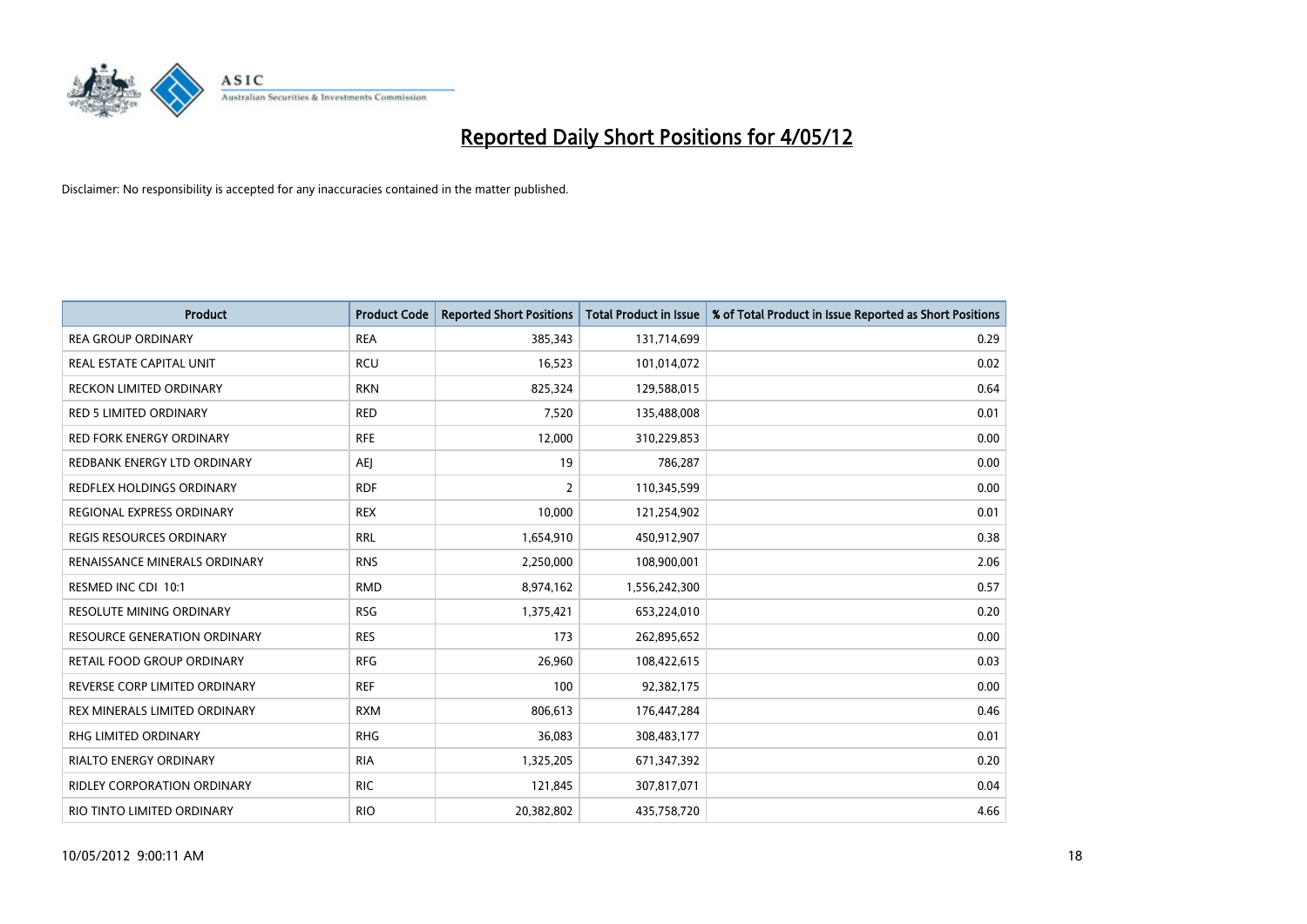# Reported Daily Short Positions for 4/05/12

Disclaimer: No responsibility is accepted for any inaccuracies contained in the matter published.

| Product | Product Code | Reported Short Positions | Total Product in Issue | % of Total Product in Issue Reported as Short Positions |
|---|---|---|---|---|
| REA GROUP ORDINARY | REA | 385,343 | 131,714,699 | 0.29 |
| REAL ESTATE CAPITAL UNIT | RCU | 16,523 | 101,014,072 | 0.02 |
| RECKON LIMITED ORDINARY | RKN | 825,324 | 129,588,015 | 0.64 |
| RED 5 LIMITED ORDINARY | RED | 7,520 | 135,488,008 | 0.01 |
| RED FORK ENERGY ORDINARY | RFE | 12,000 | 310,229,853 | 0.00 |
| REDBANK ENERGY LTD ORDINARY | AEJ | 19 | 786,287 | 0.00 |
| REDFLEX HOLDINGS ORDINARY | RDF | 2 | 110,345,599 | 0.00 |
| REGIONAL EXPRESS ORDINARY | REX | 10,000 | 121,254,902 | 0.01 |
| REGIS RESOURCES ORDINARY | RRL | 1,654,910 | 450,912,907 | 0.38 |
| RENAISSANCE MINERALS ORDINARY | RNS | 2,250,000 | 108,900,001 | 2.06 |
| RESMED INC CDI 10:1 | RMD | 8,974,162 | 1,556,242,300 | 0.57 |
| RESOLUTE MINING ORDINARY | RSG | 1,375,421 | 653,224,010 | 0.20 |
| RESOURCE GENERATION ORDINARY | RES | 173 | 262,895,652 | 0.00 |
| RETAIL FOOD GROUP ORDINARY | RFG | 26,960 | 108,422,615 | 0.03 |
| REVERSE CORP LIMITED ORDINARY | REF | 100 | 92,382,175 | 0.00 |
| REX MINERALS LIMITED ORDINARY | RXM | 806,613 | 176,447,284 | 0.46 |
| RHG LIMITED ORDINARY | RHG | 36,083 | 308,483,177 | 0.01 |
| RIALTO ENERGY ORDINARY | RIA | 1,325,205 | 671,347,392 | 0.20 |
| RIDLEY CORPORATION ORDINARY | RIC | 121,845 | 307,817,071 | 0.04 |
| RIO TINTO LIMITED ORDINARY | RIO | 20,382,802 | 435,758,720 | 4.66 |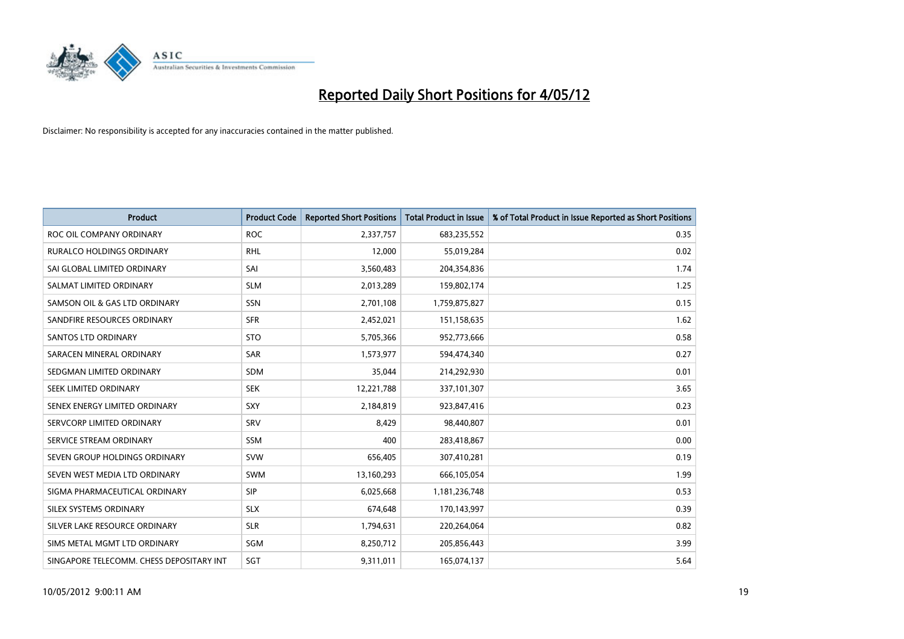# Reported Daily Short Positions for 4/05/12

Disclaimer: No responsibility is accepted for any inaccuracies contained in the matter published.

| Product | Product Code | Reported Short Positions | Total Product in Issue | % of Total Product in Issue Reported as Short Positions |
|---|---|---|---|---|
| ROC OIL COMPANY ORDINARY | ROC | 2,337,757 | 683,235,552 | 0.35 |
| RURALCO HOLDINGS ORDINARY | RHL | 12,000 | 55,019,284 | 0.02 |
| SAI GLOBAL LIMITED ORDINARY | SAI | 3,560,483 | 204,354,836 | 1.74 |
| SALMAT LIMITED ORDINARY | SLM | 2,013,289 | 159,802,174 | 1.25 |
| SAMSON OIL & GAS LTD ORDINARY | SSN | 2,701,108 | 1,759,875,827 | 0.15 |
| SANDFIRE RESOURCES ORDINARY | SFR | 2,452,021 | 151,158,635 | 1.62 |
| SANTOS LTD ORDINARY | STO | 5,705,366 | 952,773,666 | 0.58 |
| SARACEN MINERAL ORDINARY | SAR | 1,573,977 | 594,474,340 | 0.27 |
| SEDGMAN LIMITED ORDINARY | SDM | 35,044 | 214,292,930 | 0.01 |
| SEEK LIMITED ORDINARY | SEK | 12,221,788 | 337,101,307 | 3.65 |
| SENEX ENERGY LIMITED ORDINARY | SXY | 2,184,819 | 923,847,416 | 0.23 |
| SERVCORP LIMITED ORDINARY | SRV | 8,429 | 98,440,807 | 0.01 |
| SERVICE STREAM ORDINARY | SSM | 400 | 283,418,867 | 0.00 |
| SEVEN GROUP HOLDINGS ORDINARY | SVW | 656,405 | 307,410,281 | 0.19 |
| SEVEN WEST MEDIA LTD ORDINARY | SWM | 13,160,293 | 666,105,054 | 1.99 |
| SIGMA PHARMACEUTICAL ORDINARY | SIP | 6,025,668 | 1,181,236,748 | 0.53 |
| SILEX SYSTEMS ORDINARY | SLX | 674,648 | 170,143,997 | 0.39 |
| SILVER LAKE RESOURCE ORDINARY | SLR | 1,794,631 | 220,264,064 | 0.82 |
| SIMS METAL MGMT LTD ORDINARY | SGM | 8,250,712 | 205,856,443 | 3.99 |
| SINGAPORE TELECOMM. CHESS DEPOSITARY INT | SGT | 9,311,011 | 165,074,137 | 5.64 |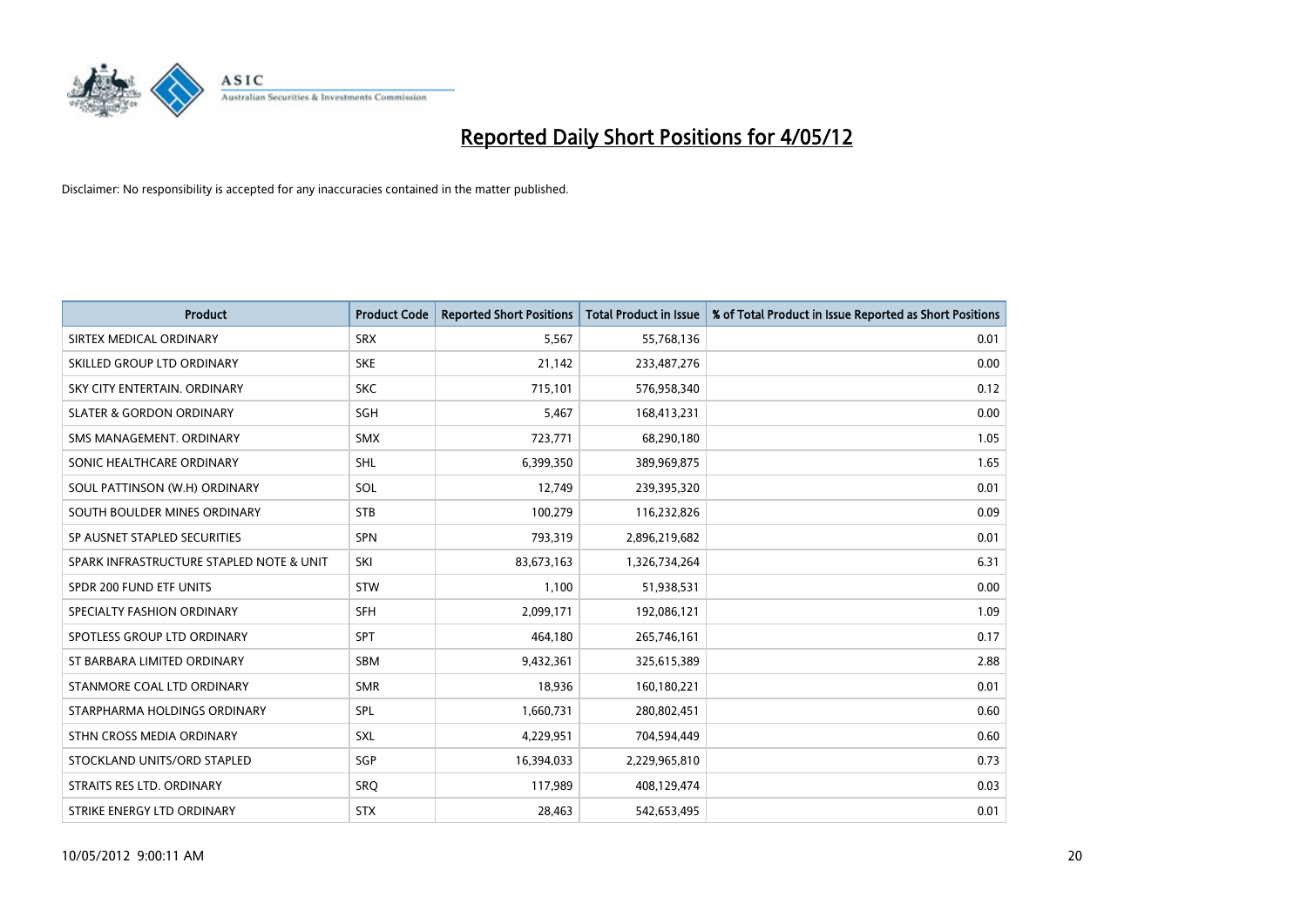# Reported Daily Short Positions for 4/05/12

Disclaimer: No responsibility is accepted for any inaccuracies contained in the matter published.

| Product | Product Code | Reported Short Positions | Total Product in Issue | % of Total Product in Issue Reported as Short Positions |
|---|---|---|---|---|
| SIRTEX MEDICAL ORDINARY | SRX | 5,567 | 55,768,136 | 0.01 |
| SKILLED GROUP LTD ORDINARY | SKE | 21,142 | 233,487,276 | 0.00 |
| SKY CITY ENTERTAIN. ORDINARY | SKC | 715,101 | 576,958,340 | 0.12 |
| SLATER & GORDON ORDINARY | SGH | 5,467 | 168,413,231 | 0.00 |
| SMS MANAGEMENT. ORDINARY | SMX | 723,771 | 68,290,180 | 1.05 |
| SONIC HEALTHCARE ORDINARY | SHL | 6,399,350 | 389,969,875 | 1.65 |
| SOUL PATTINSON (W.H) ORDINARY | SOL | 12,749 | 239,395,320 | 0.01 |
| SOUTH BOULDER MINES ORDINARY | STB | 100,279 | 116,232,826 | 0.09 |
| SP AUSNET STAPLED SECURITIES | SPN | 793,319 | 2,896,219,682 | 0.01 |
| SPARK INFRASTRUCTURE STAPLED NOTE & UNIT | SKI | 83,673,163 | 1,326,734,264 | 6.31 |
| SPDR 200 FUND ETF UNITS | STW | 1,100 | 51,938,531 | 0.00 |
| SPECIALTY FASHION ORDINARY | SFH | 2,099,171 | 192,086,121 | 1.09 |
| SPOTLESS GROUP LTD ORDINARY | SPT | 464,180 | 265,746,161 | 0.17 |
| ST BARBARA LIMITED ORDINARY | SBM | 9,432,361 | 325,615,389 | 2.88 |
| STANMORE COAL LTD ORDINARY | SMR | 18,936 | 160,180,221 | 0.01 |
| STARPHARMA HOLDINGS ORDINARY | SPL | 1,660,731 | 280,802,451 | 0.60 |
| STHN CROSS MEDIA ORDINARY | SXL | 4,229,951 | 704,594,449 | 0.60 |
| STOCKLAND UNITS/ORD STAPLED | SGP | 16,394,033 | 2,229,965,810 | 0.73 |
| STRAITS RES LTD. ORDINARY | SRQ | 117,989 | 408,129,474 | 0.03 |
| STRIKE ENERGY LTD ORDINARY | STX | 28,463 | 542,653,495 | 0.01 |

10/05/2012 9:00:11 AM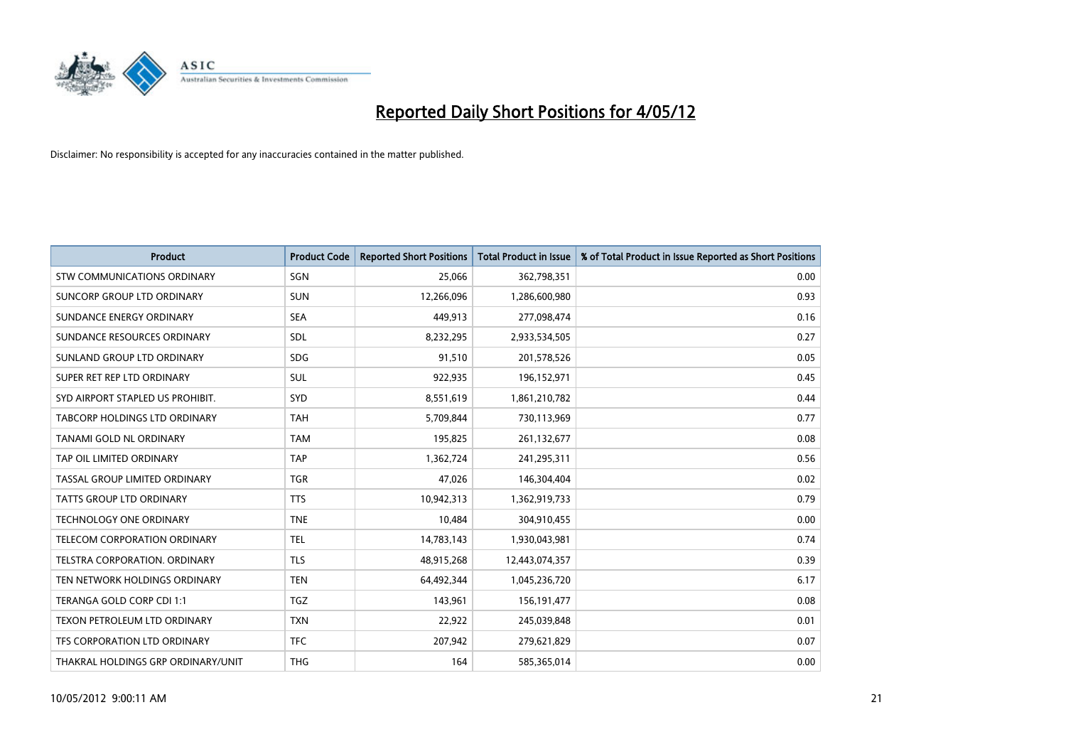# Reported Daily Short Positions for 4/05/12

Disclaimer: No responsibility is accepted for any inaccuracies contained in the matter published.

| Product | Product Code | Reported Short Positions | Total Product in Issue | % of Total Product in Issue Reported as Short Positions |
|---|---|---|---|---|
| STW COMMUNICATIONS ORDINARY | SGN | 25,066 | 362,798,351 | 0.00 |
| SUNCORP GROUP LTD ORDINARY | SUN | 12,266,096 | 1,286,600,980 | 0.93 |
| SUNDANCE ENERGY ORDINARY | SEA | 449,913 | 277,098,474 | 0.16 |
| SUNDANCE RESOURCES ORDINARY | SDL | 8,232,295 | 2,933,534,505 | 0.27 |
| SUNLAND GROUP LTD ORDINARY | SDG | 91,510 | 201,578,526 | 0.05 |
| SUPER RET REP LTD ORDINARY | SUL | 922,935 | 196,152,971 | 0.45 |
| SYD AIRPORT STAPLED US PROHIBIT. | SYD | 8,551,619 | 1,861,210,782 | 0.44 |
| TABCORP HOLDINGS LTD ORDINARY | TAH | 5,709,844 | 730,113,969 | 0.77 |
| TANAMI GOLD NL ORDINARY | TAM | 195,825 | 261,132,677 | 0.08 |
| TAP OIL LIMITED ORDINARY | TAP | 1,362,724 | 241,295,311 | 0.56 |
| TASSAL GROUP LIMITED ORDINARY | TGR | 47,026 | 146,304,404 | 0.02 |
| TATTS GROUP LTD ORDINARY | TTS | 10,942,313 | 1,362,919,733 | 0.79 |
| TECHNOLOGY ONE ORDINARY | TNE | 10,484 | 304,910,455 | 0.00 |
| TELECOM CORPORATION ORDINARY | TEL | 14,783,143 | 1,930,043,981 | 0.74 |
| TELSTRA CORPORATION. ORDINARY | TLS | 48,915,268 | 12,443,074,357 | 0.39 |
| TEN NETWORK HOLDINGS ORDINARY | TEN | 64,492,344 | 1,045,236,720 | 6.17 |
| TERANGA GOLD CORP CDI 1:1 | TGZ | 143,961 | 156,191,477 | 0.08 |
| TEXON PETROLEUM LTD ORDINARY | TXN | 22,922 | 245,039,848 | 0.01 |
| TFS CORPORATION LTD ORDINARY | TFC | 207,942 | 279,621,829 | 0.07 |
| THAKRAL HOLDINGS GRP ORDINARY/UNIT | THG | 164 | 585,365,014 | 0.00 |

10/05/2012 9:00:11 AM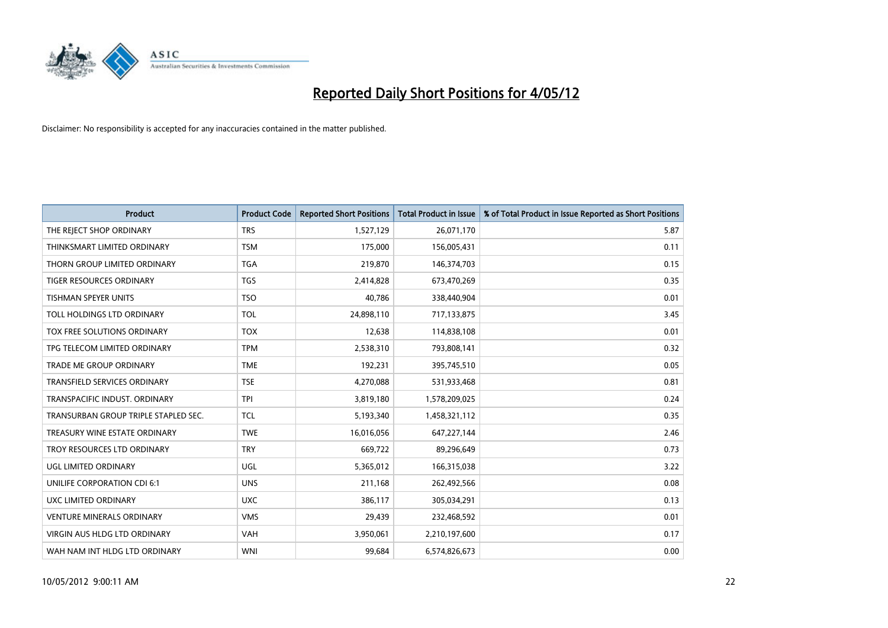# Reported Daily Short Positions for 4/05/12

Disclaimer: No responsibility is accepted for any inaccuracies contained in the matter published.

| Product | Product Code | Reported Short Positions | Total Product in Issue | % of Total Product in Issue Reported as Short Positions |
|---|---|---|---|---|
| THE REJECT SHOP ORDINARY | TRS | 1,527,129 | 26,071,170 | 5.87 |
| THINKSMART LIMITED ORDINARY | TSM | 175,000 | 156,005,431 | 0.11 |
| THORN GROUP LIMITED ORDINARY | TGA | 219,870 | 146,374,703 | 0.15 |
| TIGER RESOURCES ORDINARY | TGS | 2,414,828 | 673,470,269 | 0.35 |
| TISHMAN SPEYER UNITS | TSO | 40,786 | 338,440,904 | 0.01 |
| TOLL HOLDINGS LTD ORDINARY | TOL | 24,898,110 | 717,133,875 | 3.45 |
| TOX FREE SOLUTIONS ORDINARY | TOX | 12,638 | 114,838,108 | 0.01 |
| TPG TELECOM LIMITED ORDINARY | TPM | 2,538,310 | 793,808,141 | 0.32 |
| TRADE ME GROUP ORDINARY | TME | 192,231 | 395,745,510 | 0.05 |
| TRANSFIELD SERVICES ORDINARY | TSE | 4,270,088 | 531,933,468 | 0.81 |
| TRANSPACIFIC INDUST. ORDINARY | TPI | 3,819,180 | 1,578,209,025 | 0.24 |
| TRANSURBAN GROUP TRIPLE STAPLED SEC. | TCL | 5,193,340 | 1,458,321,112 | 0.35 |
| TREASURY WINE ESTATE ORDINARY | TWE | 16,016,056 | 647,227,144 | 2.46 |
| TROY RESOURCES LTD ORDINARY | TRY | 669,722 | 89,296,649 | 0.73 |
| UGL LIMITED ORDINARY | UGL | 5,365,012 | 166,315,038 | 3.22 |
| UNILIFE CORPORATION CDI 6:1 | UNS | 211,168 | 262,492,566 | 0.08 |
| UXC LIMITED ORDINARY | UXC | 386,117 | 305,034,291 | 0.13 |
| VENTURE MINERALS ORDINARY | VMS | 29,439 | 232,468,592 | 0.01 |
| VIRGIN AUS HLDG LTD ORDINARY | VAH | 3,950,061 | 2,210,197,600 | 0.17 |
| WAH NAM INT HLDG LTD ORDINARY | WNI | 99,684 | 6,574,826,673 | 0.00 |

10/05/2012 9:00:11 AM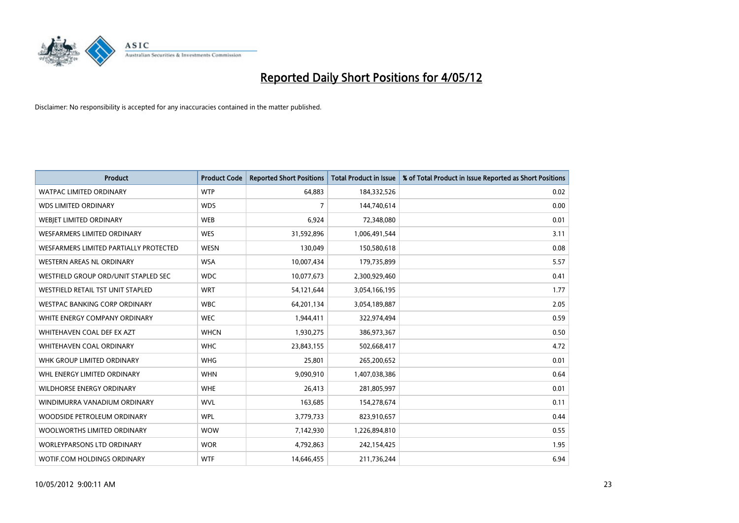# Reported Daily Short Positions for 4/05/12

Disclaimer: No responsibility is accepted for any inaccuracies contained in the matter published.

| Product | Product Code | Reported Short Positions | Total Product in Issue | % of Total Product in Issue Reported as Short Positions |
|---|---|---|---|---|
| WATPAC LIMITED ORDINARY | WTP | 64,883 | 184,332,526 | 0.02 |
| WDS LIMITED ORDINARY | WDS | 7 | 144,740,614 | 0.00 |
| WEBJET LIMITED ORDINARY | WEB | 6,924 | 72,348,080 | 0.01 |
| WESFARMERS LIMITED ORDINARY | WES | 31,592,896 | 1,006,491,544 | 3.11 |
| WESFARMERS LIMITED PARTIALLY PROTECTED | WESN | 130,049 | 150,580,618 | 0.08 |
| WESTERN AREAS NL ORDINARY | WSA | 10,007,434 | 179,735,899 | 5.57 |
| WESTFIELD GROUP ORD/UNIT STAPLED SEC | WDC | 10,077,673 | 2,300,929,460 | 0.41 |
| WESTFIELD RETAIL TST UNIT STAPLED | WRT | 54,121,644 | 3,054,166,195 | 1.77 |
| WESTPAC BANKING CORP ORDINARY | WBC | 64,201,134 | 3,054,189,887 | 2.05 |
| WHITE ENERGY COMPANY ORDINARY | WEC | 1,944,411 | 322,974,494 | 0.59 |
| WHITEHAVEN COAL DEF EX AZT | WHCN | 1,930,275 | 386,973,367 | 0.50 |
| WHITEHAVEN COAL ORDINARY | WHC | 23,843,155 | 502,668,417 | 4.72 |
| WHK GROUP LIMITED ORDINARY | WHG | 25,801 | 265,200,652 | 0.01 |
| WHL ENERGY LIMITED ORDINARY | WHN | 9,090,910 | 1,407,038,386 | 0.64 |
| WILDHORSE ENERGY ORDINARY | WHE | 26,413 | 281,805,997 | 0.01 |
| WINDIMURRA VANADIUM ORDINARY | WVL | 163,685 | 154,278,674 | 0.11 |
| WOODSIDE PETROLEUM ORDINARY | WPL | 3,779,733 | 823,910,657 | 0.44 |
| WOOLWORTHS LIMITED ORDINARY | WOW | 7,142,930 | 1,226,894,810 | 0.55 |
| WORLEYPARSONS LTD ORDINARY | WOR | 4,792,863 | 242,154,425 | 1.95 |
| WOTIF.COM HOLDINGS ORDINARY | WTF | 14,646,455 | 211,736,244 | 6.94 |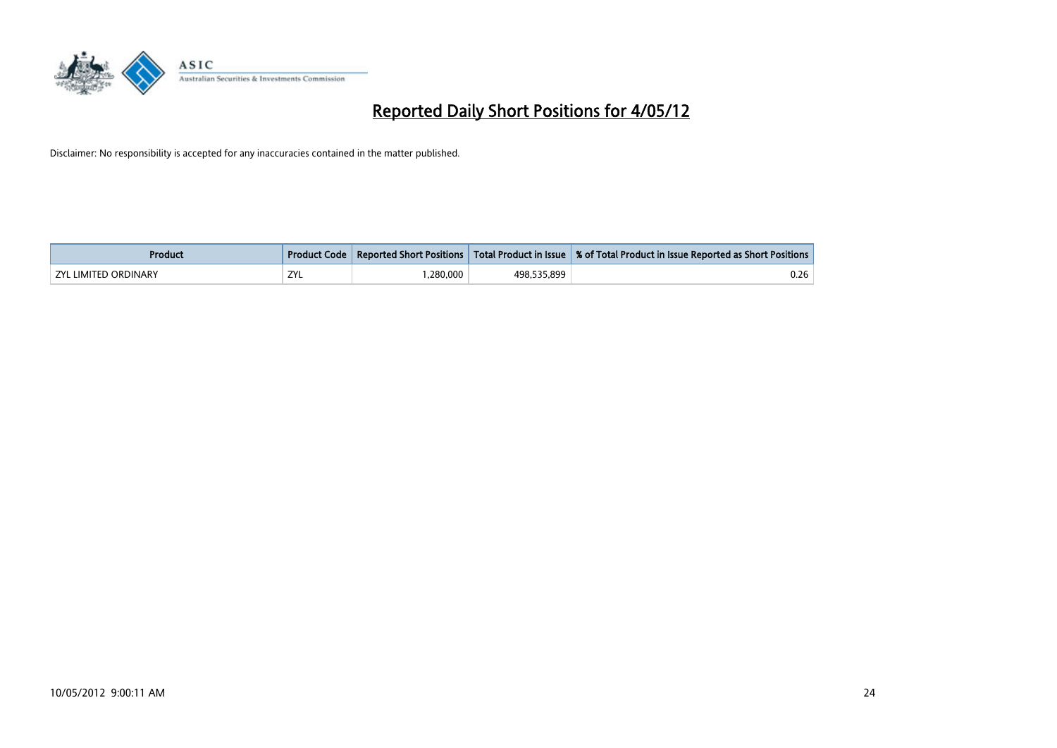# Reported Daily Short Positions for 4/05/12

Disclaimer: No responsibility is accepted for any inaccuracies contained in the matter published.

| Product | Product Code | Reported Short Positions | Total Product in Issue | % of Total Product in Issue Reported as Short Positions |
|---|---|---|---|---|
| ZYL LIMITED ORDINARY | ZYL | 1,280,000 | 498,535,899 | 0.26 |

10/05/2012 9:00:11 AM